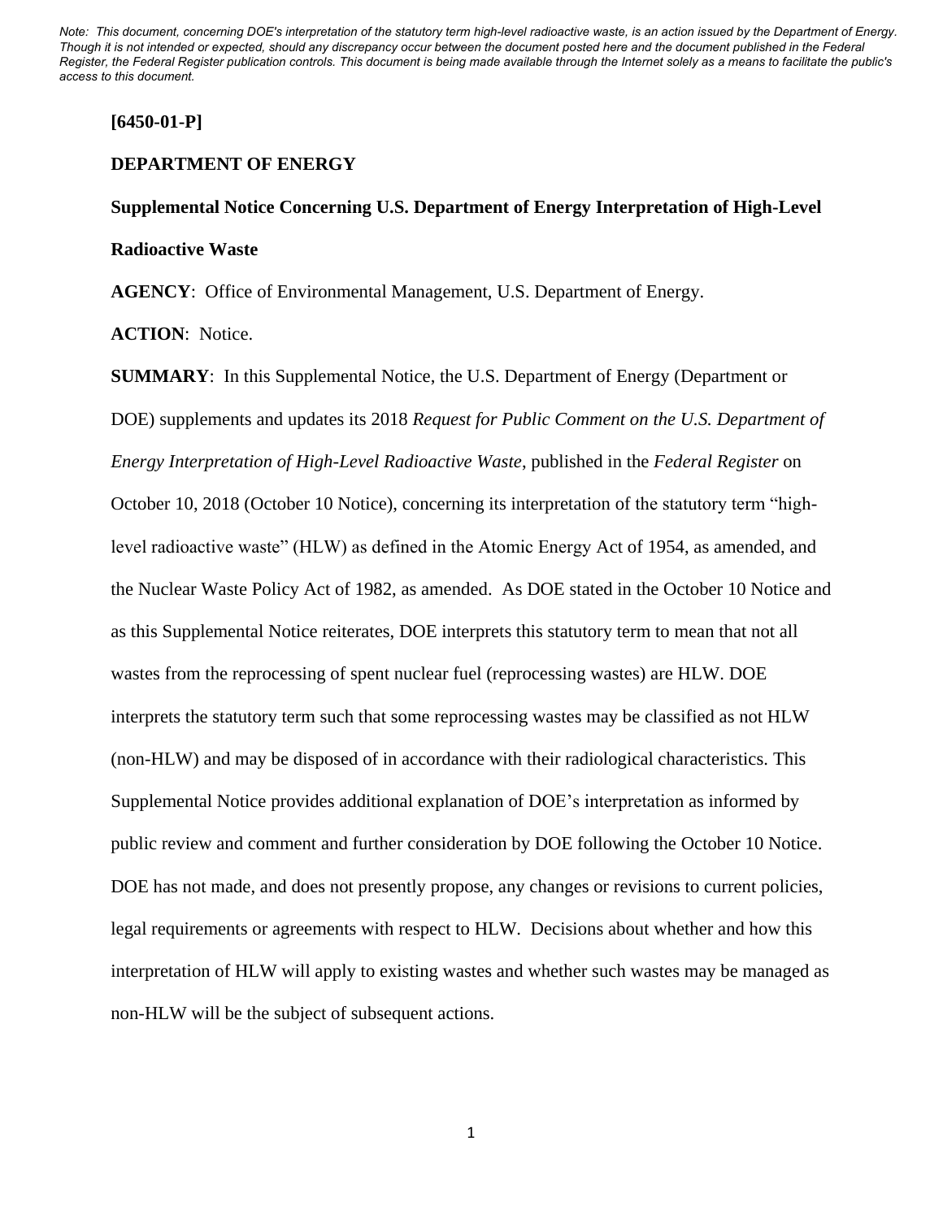*Note: This document, concerning DOE's interpretation of the statutory term high-level radioactive waste, is an action issued by the Department of Energy. Though it is not intended or expected, should any discrepancy occur between the document posted here and the document published in the Federal Register, the Federal Register publication controls. This document is being made available through the Internet solely as a means to facilitate the public's access to this document.*

**[6450-01-P]**

**DEPARTMENT OF ENERGY**

**Supplemental Notice Concerning U.S. Department of Energy Interpretation of High-Level Radioactive Waste**

**AGENCY**: Office of Environmental Management, U.S. Department of Energy.

**ACTION**: Notice.

**SUMMARY**: In this Supplemental Notice, the U.S. Department of Energy (Department or DOE) supplements and updates its 2018 *Request for Public Comment on the U.S. Department of Energy Interpretation of High-Level Radioactive Waste*, published in the *Federal Register* on October 10, 2018 (October 10 Notice), concerning its interpretation of the statutory term "high-level radioactive waste" (HLW) as defined in the Atomic Energy Act of 1954, as amended, and the Nuclear Waste Policy Act of 1982, as amended. As DOE stated in the October 10 Notice and as this Supplemental Notice reiterates, DOE interprets this statutory term to mean that not all wastes from the reprocessing of spent nuclear fuel (reprocessing wastes) are HLW. DOE interprets the statutory term such that some reprocessing wastes may be classified as not HLW (non-HLW) and may be disposed of in accordance with their radiological characteristics. This Supplemental Notice provides additional explanation of DOE's interpretation as informed by public review and comment and further consideration by DOE following the October 10 Notice. DOE has not made, and does not presently propose, any changes or revisions to current policies, legal requirements or agreements with respect to HLW. Decisions about whether and how this interpretation of HLW will apply to existing wastes and whether such wastes may be managed as non-HLW will be the subject of subsequent actions.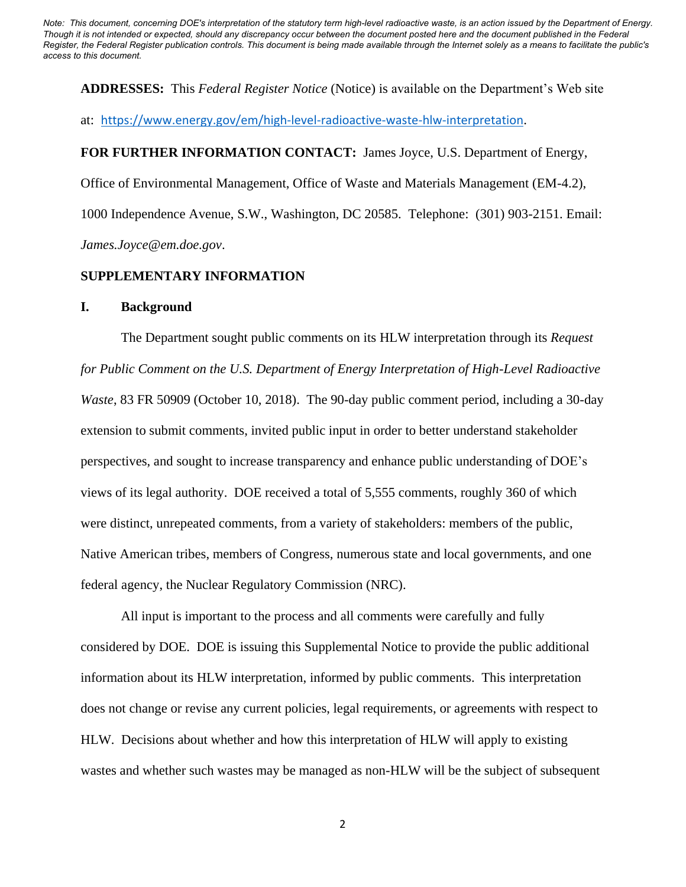*Note: This document, concerning DOE's interpretation of the statutory term high-level radioactive waste, is an action issued by the Department of Energy. Though it is not intended or expected, should any discrepancy occur between the document posted here and the document published in the Federal Register, the Federal Register publication controls. This document is being made available through the Internet solely as a means to facilitate the public's access to this document.*

**ADDRESSES:** This *Federal Register Notice* (Notice) is available on the Department's Web site at: https://www.energy.gov/em/high-level-radioactive-waste-hlw-interpretation.

**FOR FURTHER INFORMATION CONTACT:** James Joyce, U.S. Department of Energy, Office of Environmental Management, Office of Waste and Materials Management (EM-4.2), 1000 Independence Avenue, S.W., Washington, DC 20585. Telephone: (301) 903-2151. Email: *James.Joyce@em.doe.gov*.

**SUPPLEMENTARY INFORMATION**

## I. Background

The Department sought public comments on its HLW interpretation through its *Request for Public Comment on the U.S. Department of Energy Interpretation of High-Level Radioactive Waste*, 83 FR 50909 (October 10, 2018). The 90-day public comment period, including a 30-day extension to submit comments, invited public input in order to better understand stakeholder perspectives, and sought to increase transparency and enhance public understanding of DOE's views of its legal authority. DOE received a total of 5,555 comments, roughly 360 of which were distinct, unrepeated comments, from a variety of stakeholders: members of the public, Native American tribes, members of Congress, numerous state and local governments, and one federal agency, the Nuclear Regulatory Commission (NRC).

All input is important to the process and all comments were carefully and fully considered by DOE. DOE is issuing this Supplemental Notice to provide the public additional information about its HLW interpretation, informed by public comments. This interpretation does not change or revise any current policies, legal requirements, or agreements with respect to HLW. Decisions about whether and how this interpretation of HLW will apply to existing wastes and whether such wastes may be managed as non-HLW will be the subject of subsequent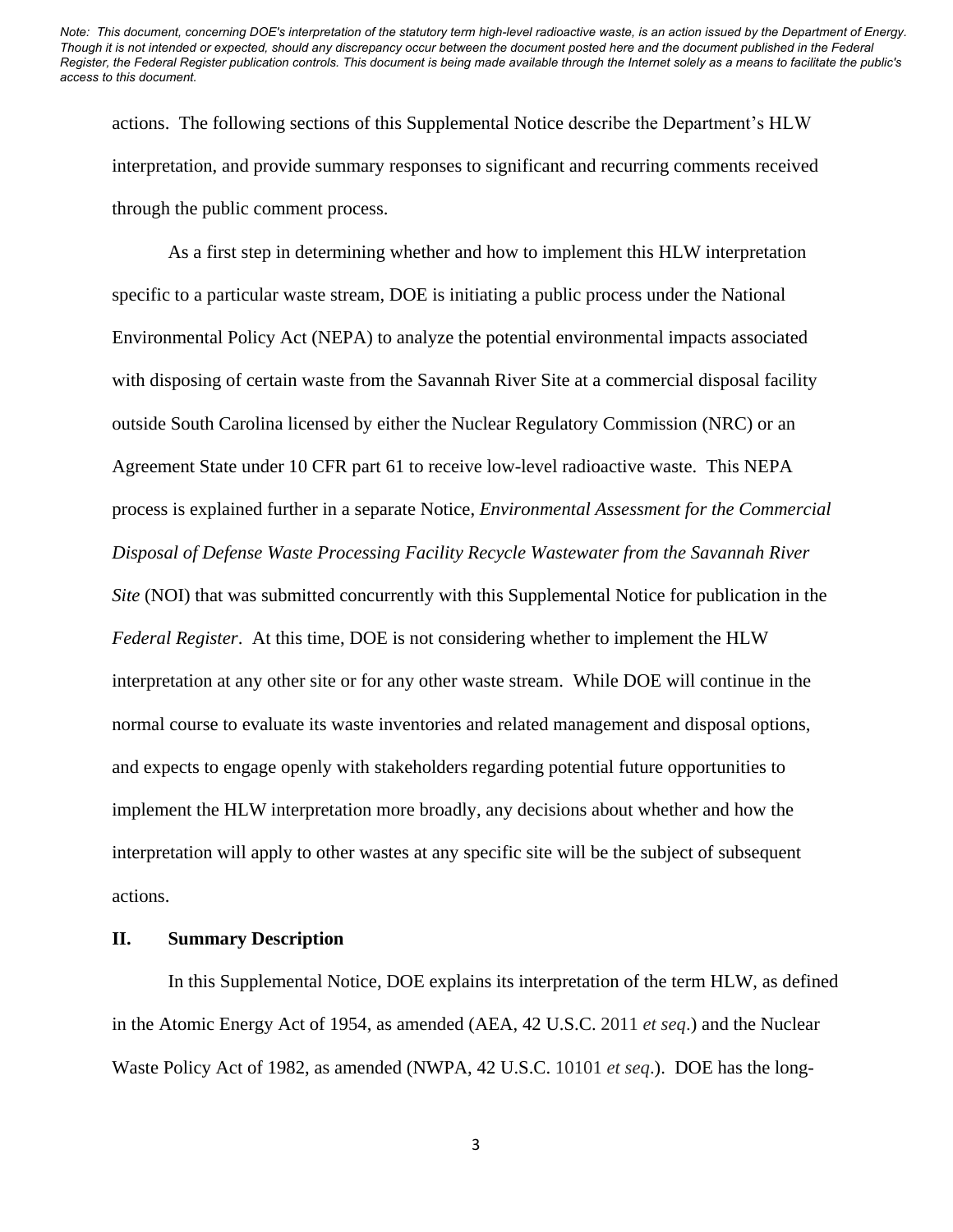actions. The following sections of this Supplemental Notice describe the Department's HLW interpretation, and provide summary responses to significant and recurring comments received through the public comment process.

As a first step in determining whether and how to implement this HLW interpretation specific to a particular waste stream, DOE is initiating a public process under the National Environmental Policy Act (NEPA) to analyze the potential environmental impacts associated with disposing of certain waste from the Savannah River Site at a commercial disposal facility outside South Carolina licensed by either the Nuclear Regulatory Commission (NRC) or an Agreement State under 10 CFR part 61 to receive low-level radioactive waste. This NEPA process is explained further in a separate Notice, *Environmental Assessment for the Commercial Disposal of Defense Waste Processing Facility Recycle Wastewater from the Savannah River Site* (NOI) that was submitted concurrently with this Supplemental Notice for publication in the *Federal Register*. At this time, DOE is not considering whether to implement the HLW interpretation at any other site or for any other waste stream. While DOE will continue in the normal course to evaluate its waste inventories and related management and disposal options, and expects to engage openly with stakeholders regarding potential future opportunities to implement the HLW interpretation more broadly, any decisions about whether and how the interpretation will apply to other wastes at any specific site will be the subject of subsequent actions.

## II. Summary Description

In this Supplemental Notice, DOE explains its interpretation of the term HLW, as defined in the Atomic Energy Act of 1954, as amended (AEA, 42 U.S.C. 2011 *et seq*.) and the Nuclear Waste Policy Act of 1982, as amended (NWPA, 42 U.S.C. 10101 *et seq*.). DOE has the long-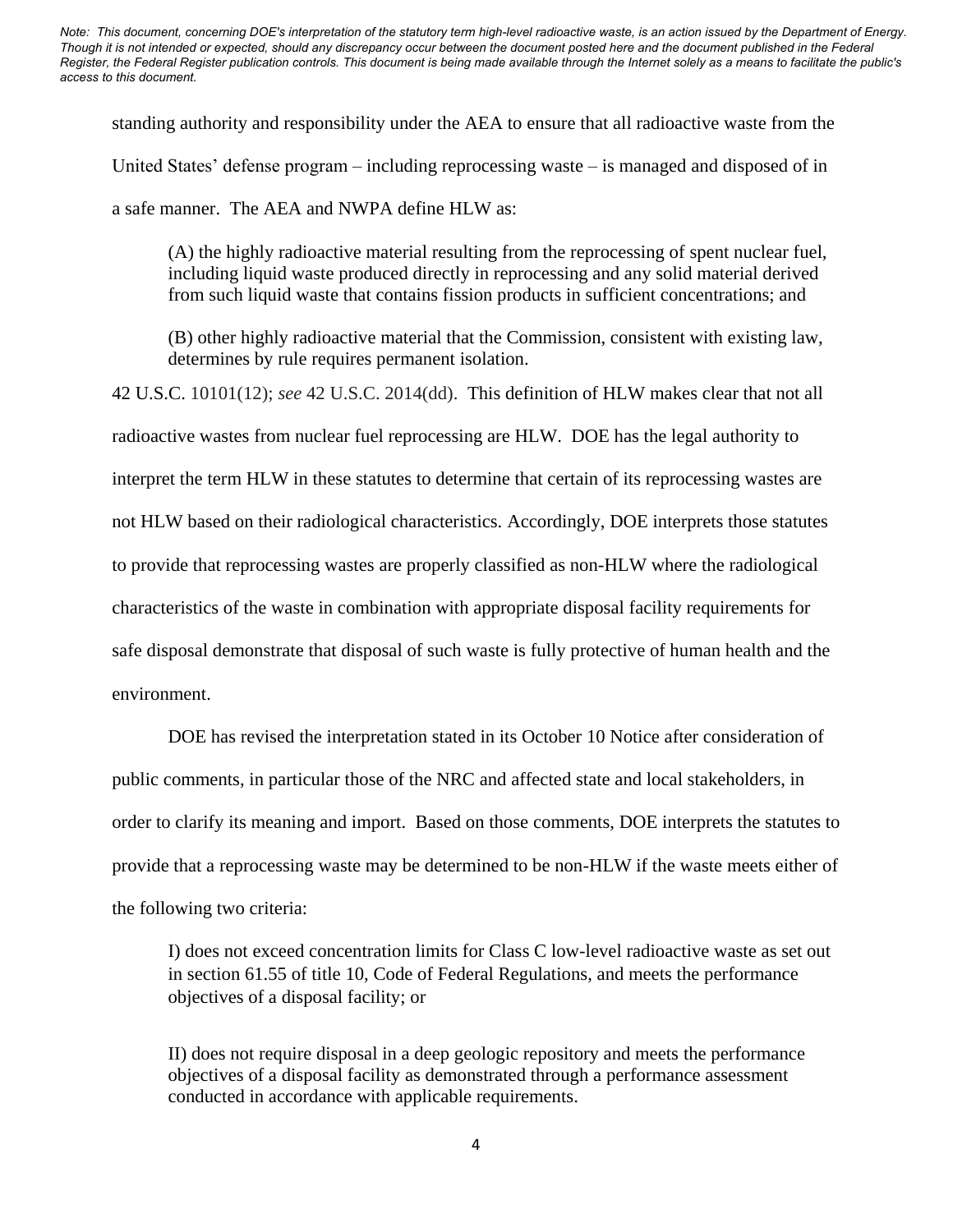standing authority and responsibility under the AEA to ensure that all radioactive waste from the United States' defense program – including reprocessing waste – is managed and disposed of in a safe manner. The AEA and NWPA define HLW as:

> (A) the highly radioactive material resulting from the reprocessing of spent nuclear fuel, including liquid waste produced directly in reprocessing and any solid material derived from such liquid waste that contains fission products in sufficient concentrations; and
>
> (B) other highly radioactive material that the Commission, consistent with existing law, determines by rule requires permanent isolation.

42 U.S.C. 10101(12); *see* 42 U.S.C. 2014(dd). This definition of HLW makes clear that not all radioactive wastes from nuclear fuel reprocessing are HLW. DOE has the legal authority to interpret the term HLW in these statutes to determine that certain of its reprocessing wastes are not HLW based on their radiological characteristics. Accordingly, DOE interprets those statutes to provide that reprocessing wastes are properly classified as non-HLW where the radiological characteristics of the waste in combination with appropriate disposal facility requirements for safe disposal demonstrate that disposal of such waste is fully protective of human health and the environment.

DOE has revised the interpretation stated in its October 10 Notice after consideration of public comments, in particular those of the NRC and affected state and local stakeholders, in order to clarify its meaning and import. Based on those comments, DOE interprets the statutes to provide that a reprocessing waste may be determined to be non-HLW if the waste meets either of the following two criteria:

> I) does not exceed concentration limits for Class C low-level radioactive waste as set out in section 61.55 of title 10, Code of Federal Regulations, and meets the performance objectives of a disposal facility; or
>
> II) does not require disposal in a deep geologic repository and meets the performance objectives of a disposal facility as demonstrated through a performance assessment conducted in accordance with applicable requirements.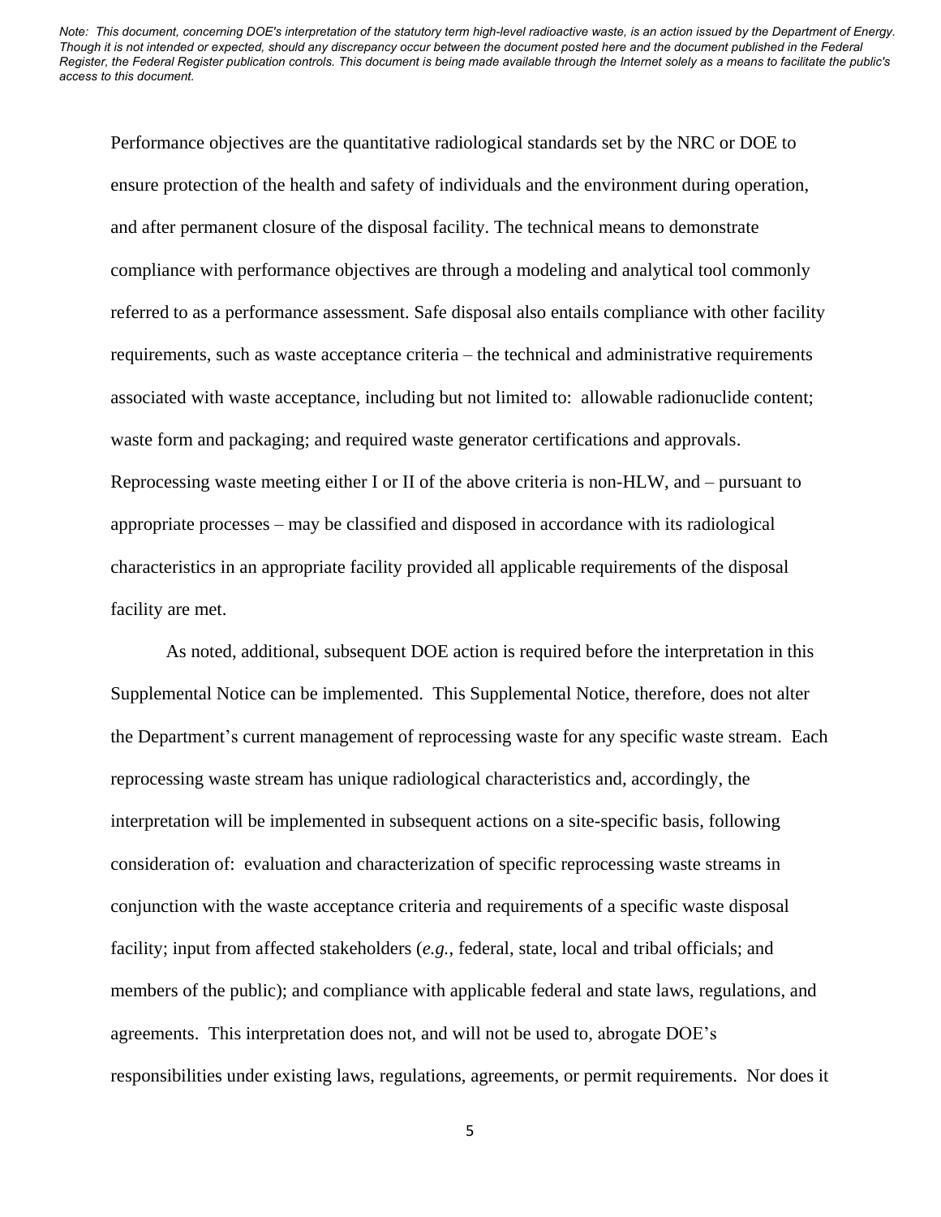Performance objectives are the quantitative radiological standards set by the NRC or DOE to ensure protection of the health and safety of individuals and the environment during operation, and after permanent closure of the disposal facility. The technical means to demonstrate compliance with performance objectives are through a modeling and analytical tool commonly referred to as a performance assessment. Safe disposal also entails compliance with other facility requirements, such as waste acceptance criteria – the technical and administrative requirements associated with waste acceptance, including but not limited to: allowable radionuclide content; waste form and packaging; and required waste generator certifications and approvals. Reprocessing waste meeting either I or II of the above criteria is non-HLW, and – pursuant to appropriate processes – may be classified and disposed in accordance with its radiological characteristics in an appropriate facility provided all applicable requirements of the disposal facility are met.

As noted, additional, subsequent DOE action is required before the interpretation in this Supplemental Notice can be implemented. This Supplemental Notice, therefore, does not alter the Department's current management of reprocessing waste for any specific waste stream. Each reprocessing waste stream has unique radiological characteristics and, accordingly, the interpretation will be implemented in subsequent actions on a site-specific basis, following consideration of: evaluation and characterization of specific reprocessing waste streams in conjunction with the waste acceptance criteria and requirements of a specific waste disposal facility; input from affected stakeholders (*e.g.*, federal, state, local and tribal officials; and members of the public); and compliance with applicable federal and state laws, regulations, and agreements. This interpretation does not, and will not be used to, abrogate DOE's responsibilities under existing laws, regulations, agreements, or permit requirements. Nor does it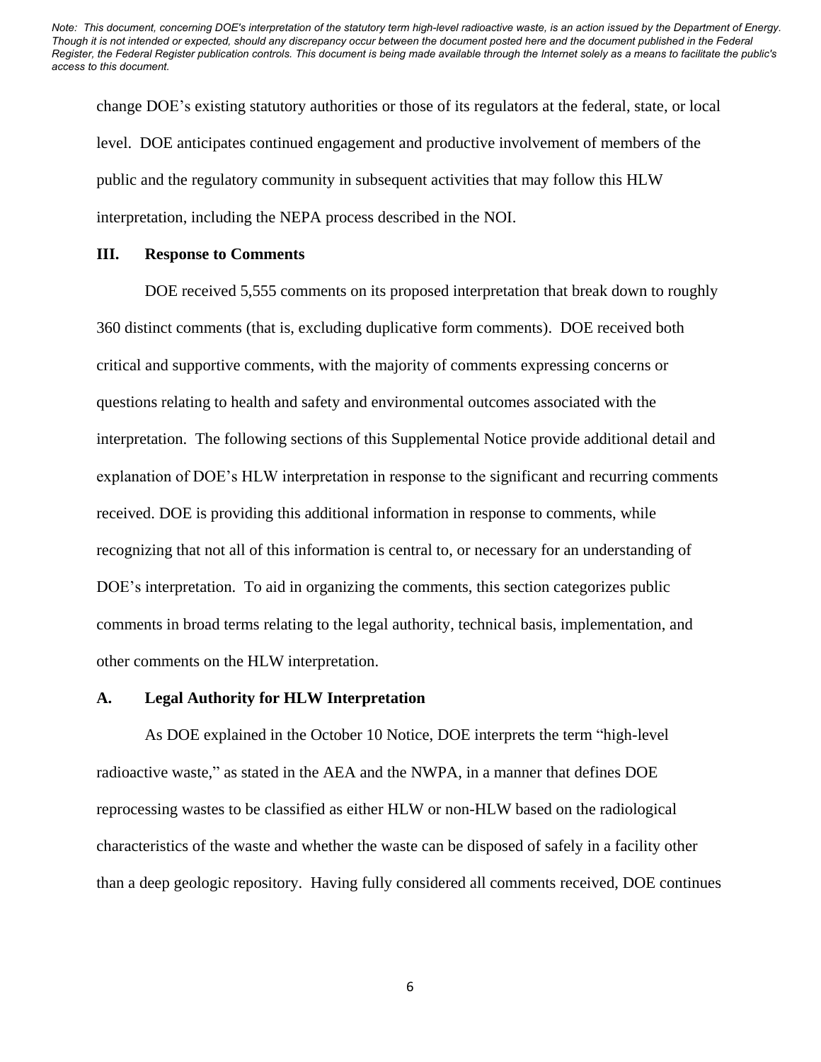change DOE’s existing statutory authorities or those of its regulators at the federal, state, or local level. DOE anticipates continued engagement and productive involvement of members of the public and the regulatory community in subsequent activities that may follow this HLW interpretation, including the NEPA process described in the NOI.

## III. Response to Comments

DOE received 5,555 comments on its proposed interpretation that break down to roughly 360 distinct comments (that is, excluding duplicative form comments). DOE received both critical and supportive comments, with the majority of comments expressing concerns or questions relating to health and safety and environmental outcomes associated with the interpretation. The following sections of this Supplemental Notice provide additional detail and explanation of DOE’s HLW interpretation in response to the significant and recurring comments received. DOE is providing this additional information in response to comments, while recognizing that not all of this information is central to, or necessary for an understanding of DOE’s interpretation. To aid in organizing the comments, this section categorizes public comments in broad terms relating to the legal authority, technical basis, implementation, and other comments on the HLW interpretation.

### A. Legal Authority for HLW Interpretation

As DOE explained in the October 10 Notice, DOE interprets the term “high-level radioactive waste,” as stated in the AEA and the NWPA, in a manner that defines DOE reprocessing wastes to be classified as either HLW or non-HLW based on the radiological characteristics of the waste and whether the waste can be disposed of safely in a facility other than a deep geologic repository. Having fully considered all comments received, DOE continues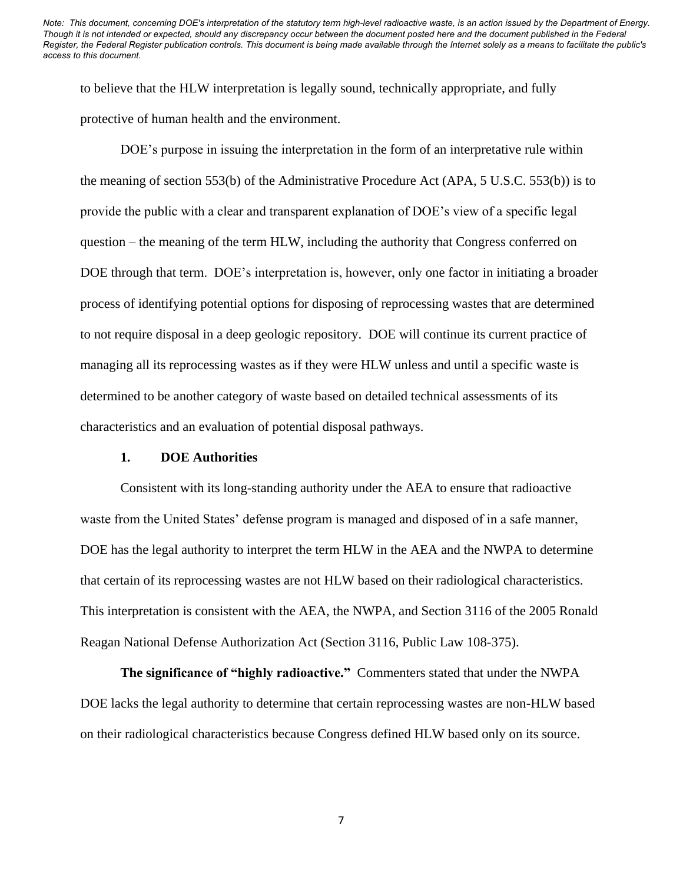to believe that the HLW interpretation is legally sound, technically appropriate, and fully protective of human health and the environment.

DOE's purpose in issuing the interpretation in the form of an interpretative rule within the meaning of section 553(b) of the Administrative Procedure Act (APA, 5 U.S.C. 553(b)) is to provide the public with a clear and transparent explanation of DOE's view of a specific legal question – the meaning of the term HLW, including the authority that Congress conferred on DOE through that term. DOE's interpretation is, however, only one factor in initiating a broader process of identifying potential options for disposing of reprocessing wastes that are determined to not require disposal in a deep geologic repository. DOE will continue its current practice of managing all its reprocessing wastes as if they were HLW unless and until a specific waste is determined to be another category of waste based on detailed technical assessments of its characteristics and an evaluation of potential disposal pathways.

### 1. DOE Authorities

Consistent with its long-standing authority under the AEA to ensure that radioactive waste from the United States' defense program is managed and disposed of in a safe manner, DOE has the legal authority to interpret the term HLW in the AEA and the NWPA to determine that certain of its reprocessing wastes are not HLW based on their radiological characteristics. This interpretation is consistent with the AEA, the NWPA, and Section 3116 of the 2005 Ronald Reagan National Defense Authorization Act (Section 3116, Public Law 108-375).

**The significance of "highly radioactive."** Commenters stated that under the NWPA DOE lacks the legal authority to determine that certain reprocessing wastes are non-HLW based on their radiological characteristics because Congress defined HLW based only on its source.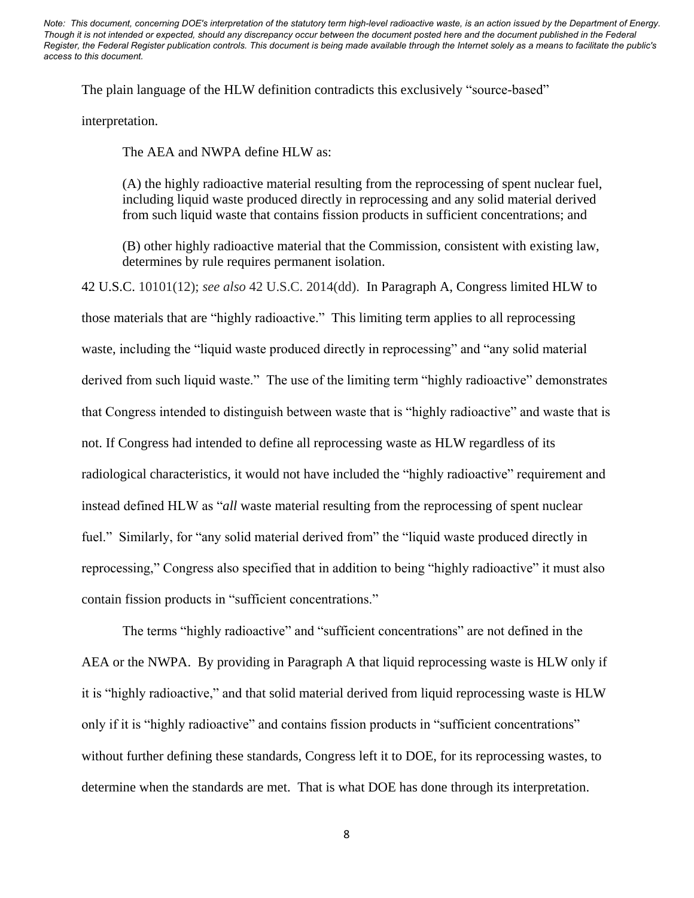*Note: This document, concerning DOE's interpretation of the statutory term high-level radioactive waste, is an action issued by the Department of Energy. Though it is not intended or expected, should any discrepancy occur between the document posted here and the document published in the Federal Register, the Federal Register publication controls. This document is being made available through the Internet solely as a means to facilitate the public's access to this document.*

The plain language of the HLW definition contradicts this exclusively "source-based" interpretation.

The AEA and NWPA define HLW as:

> (A) the highly radioactive material resulting from the reprocessing of spent nuclear fuel, including liquid waste produced directly in reprocessing and any solid material derived from such liquid waste that contains fission products in sufficient concentrations; and
>
> (B) other highly radioactive material that the Commission, consistent with existing law, determines by rule requires permanent isolation.

42 U.S.C. 10101(12); *see also* 42 U.S.C. 2014(dd). In Paragraph A, Congress limited HLW to those materials that are "highly radioactive." This limiting term applies to all reprocessing waste, including the "liquid waste produced directly in reprocessing" and "any solid material derived from such liquid waste." The use of the limiting term "highly radioactive" demonstrates that Congress intended to distinguish between waste that is "highly radioactive" and waste that is not. If Congress had intended to define all reprocessing waste as HLW regardless of its radiological characteristics, it would not have included the "highly radioactive" requirement and instead defined HLW as "*all* waste material resulting from the reprocessing of spent nuclear fuel." Similarly, for "any solid material derived from" the "liquid waste produced directly in reprocessing," Congress also specified that in addition to being "highly radioactive" it must also contain fission products in "sufficient concentrations."

The terms "highly radioactive" and "sufficient concentrations" are not defined in the AEA or the NWPA. By providing in Paragraph A that liquid reprocessing waste is HLW only if it is "highly radioactive," and that solid material derived from liquid reprocessing waste is HLW only if it is "highly radioactive" and contains fission products in "sufficient concentrations" without further defining these standards, Congress left it to DOE, for its reprocessing wastes, to determine when the standards are met. That is what DOE has done through its interpretation.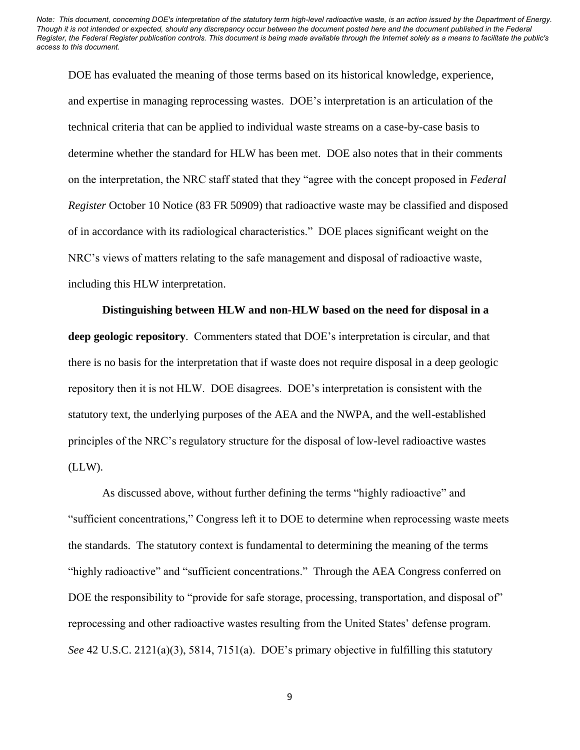DOE has evaluated the meaning of those terms based on its historical knowledge, experience, and expertise in managing reprocessing wastes. DOE's interpretation is an articulation of the technical criteria that can be applied to individual waste streams on a case-by-case basis to determine whether the standard for HLW has been met. DOE also notes that in their comments on the interpretation, the NRC staff stated that they "agree with the concept proposed in *Federal Register* October 10 Notice (83 FR 50909) that radioactive waste may be classified and disposed of in accordance with its radiological characteristics." DOE places significant weight on the NRC's views of matters relating to the safe management and disposal of radioactive waste, including this HLW interpretation.

**Distinguishing between HLW and non-HLW based on the need for disposal in a deep geologic repository**. Commenters stated that DOE's interpretation is circular, and that there is no basis for the interpretation that if waste does not require disposal in a deep geologic repository then it is not HLW. DOE disagrees. DOE's interpretation is consistent with the statutory text, the underlying purposes of the AEA and the NWPA, and the well-established principles of the NRC's regulatory structure for the disposal of low-level radioactive wastes (LLW).

As discussed above, without further defining the terms "highly radioactive" and "sufficient concentrations," Congress left it to DOE to determine when reprocessing waste meets the standards. The statutory context is fundamental to determining the meaning of the terms "highly radioactive" and "sufficient concentrations." Through the AEA Congress conferred on DOE the responsibility to "provide for safe storage, processing, transportation, and disposal of" reprocessing and other radioactive wastes resulting from the United States' defense program. *See* 42 U.S.C. 2121(a)(3), 5814, 7151(a). DOE's primary objective in fulfilling this statutory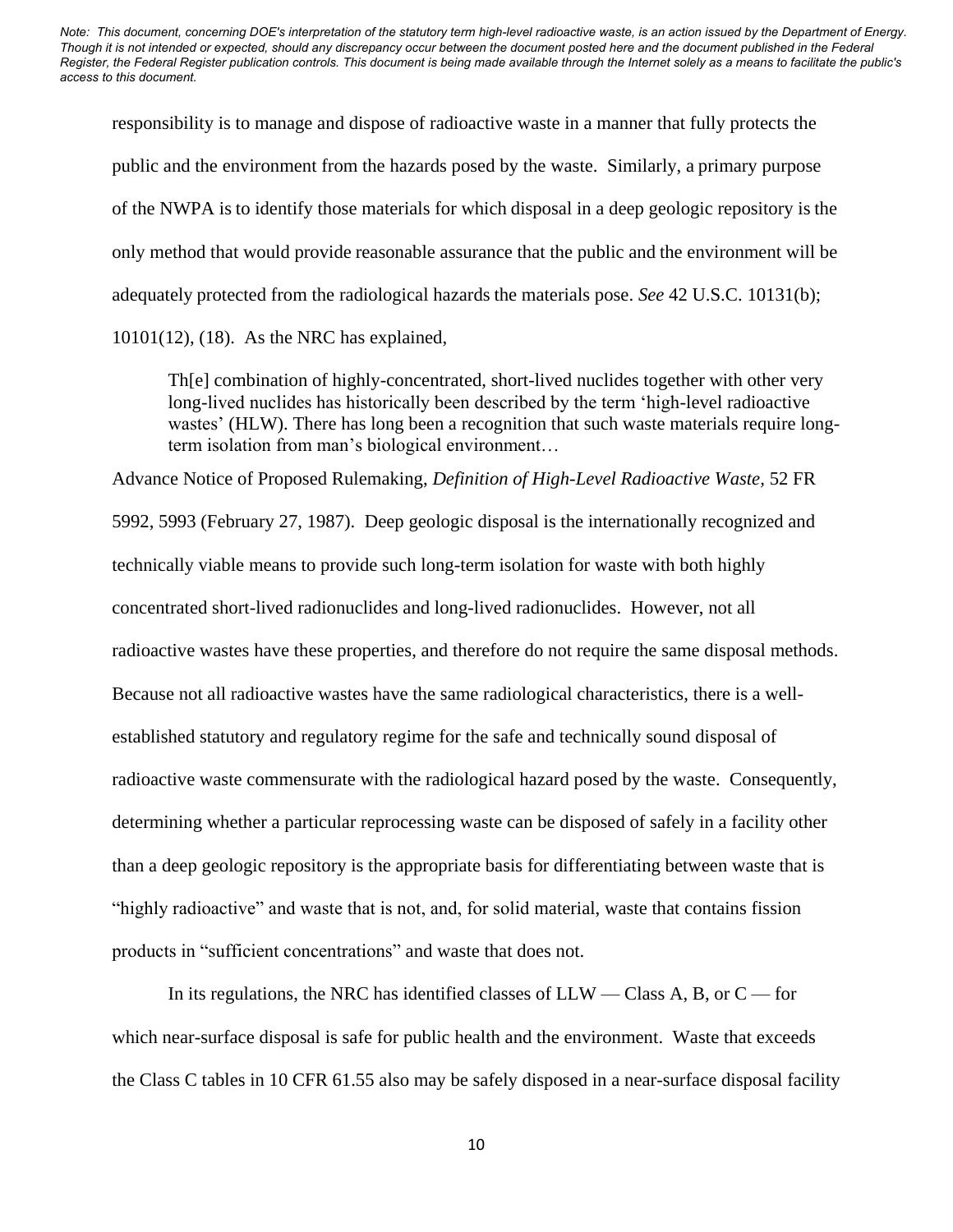responsibility is to manage and dispose of radioactive waste in a manner that fully protects the public and the environment from the hazards posed by the waste. Similarly, a primary purpose of the NWPA is to identify those materials for which disposal in a deep geologic repository is the only method that would provide reasonable assurance that the public and the environment will be adequately protected from the radiological hazards the materials pose. *See* 42 U.S.C. 10131(b); 10101(12), (18). As the NRC has explained,

> Th[e] combination of highly-concentrated, short-lived nuclides together with other very long-lived nuclides has historically been described by the term 'high-level radioactive wastes' (HLW). There has long been a recognition that such waste materials require long-term isolation from man's biological environment…

Advance Notice of Proposed Rulemaking, *Definition of High-Level Radioactive Waste,* 52 FR 5992, 5993 (February 27, 1987). Deep geologic disposal is the internationally recognized and technically viable means to provide such long-term isolation for waste with both highly concentrated short-lived radionuclides and long-lived radionuclides. However, not all radioactive wastes have these properties, and therefore do not require the same disposal methods. Because not all radioactive wastes have the same radiological characteristics, there is a well-established statutory and regulatory regime for the safe and technically sound disposal of radioactive waste commensurate with the radiological hazard posed by the waste. Consequently, determining whether a particular reprocessing waste can be disposed of safely in a facility other than a deep geologic repository is the appropriate basis for differentiating between waste that is "highly radioactive" and waste that is not, and, for solid material, waste that contains fission products in "sufficient concentrations" and waste that does not.

In its regulations, the NRC has identified classes of LLW — Class A, B, or C — for which near-surface disposal is safe for public health and the environment. Waste that exceeds the Class C tables in 10 CFR 61.55 also may be safely disposed in a near-surface disposal facility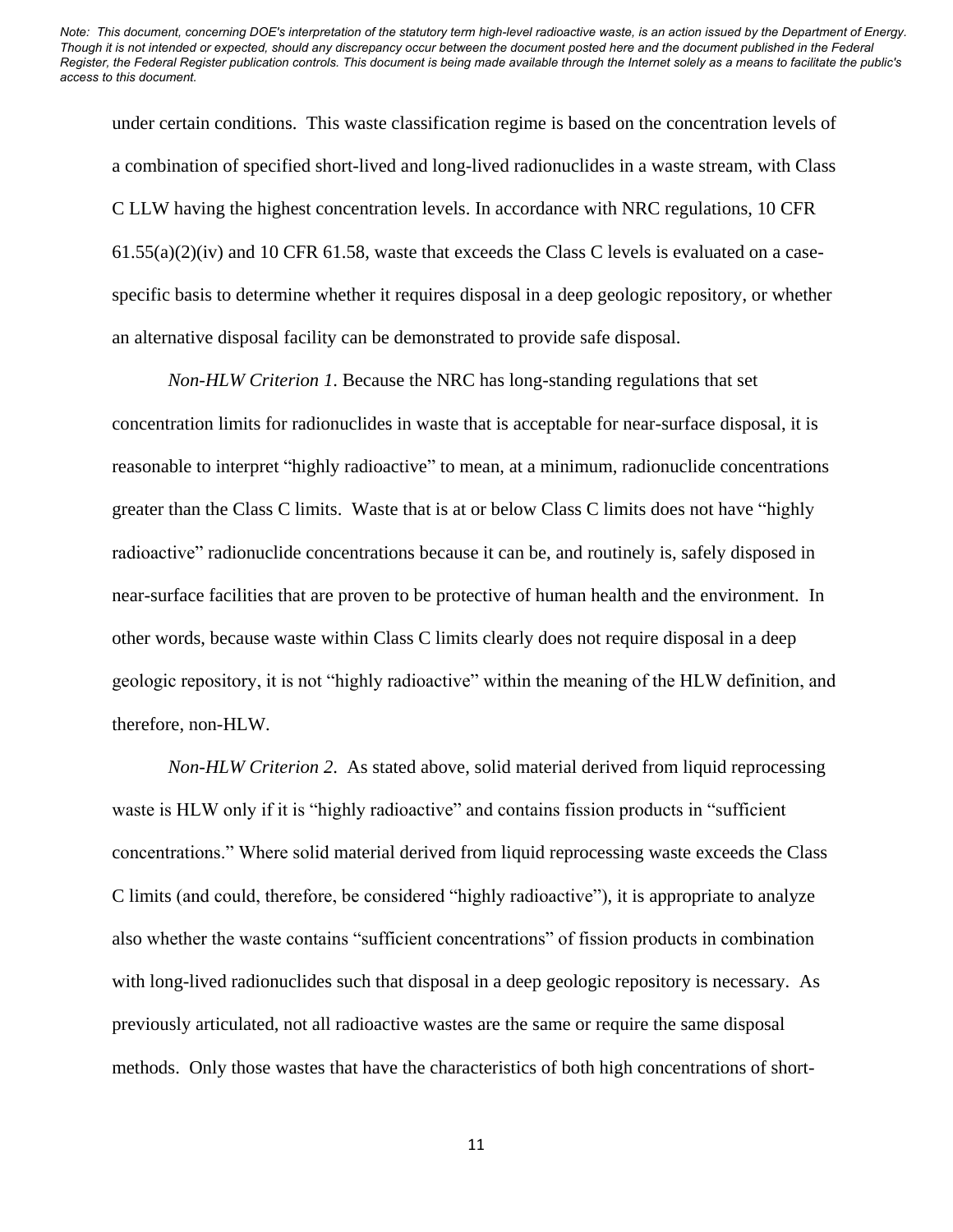under certain conditions. This waste classification regime is based on the concentration levels of a combination of specified short-lived and long-lived radionuclides in a waste stream, with Class C LLW having the highest concentration levels. In accordance with NRC regulations, 10 CFR 61.55(a)(2)(iv) and 10 CFR 61.58, waste that exceeds the Class C levels is evaluated on a case-specific basis to determine whether it requires disposal in a deep geologic repository, or whether an alternative disposal facility can be demonstrated to provide safe disposal.

*Non-HLW Criterion 1*. Because the NRC has long-standing regulations that set concentration limits for radionuclides in waste that is acceptable for near-surface disposal, it is reasonable to interpret "highly radioactive" to mean, at a minimum, radionuclide concentrations greater than the Class C limits. Waste that is at or below Class C limits does not have "highly radioactive" radionuclide concentrations because it can be, and routinely is, safely disposed in near-surface facilities that are proven to be protective of human health and the environment. In other words, because waste within Class C limits clearly does not require disposal in a deep geologic repository, it is not "highly radioactive" within the meaning of the HLW definition, and therefore, non-HLW.

*Non-HLW Criterion 2*. As stated above, solid material derived from liquid reprocessing waste is HLW only if it is "highly radioactive" and contains fission products in "sufficient concentrations." Where solid material derived from liquid reprocessing waste exceeds the Class C limits (and could, therefore, be considered "highly radioactive"), it is appropriate to analyze also whether the waste contains "sufficient concentrations" of fission products in combination with long-lived radionuclides such that disposal in a deep geologic repository is necessary. As previously articulated, not all radioactive wastes are the same or require the same disposal methods. Only those wastes that have the characteristics of both high concentrations of short-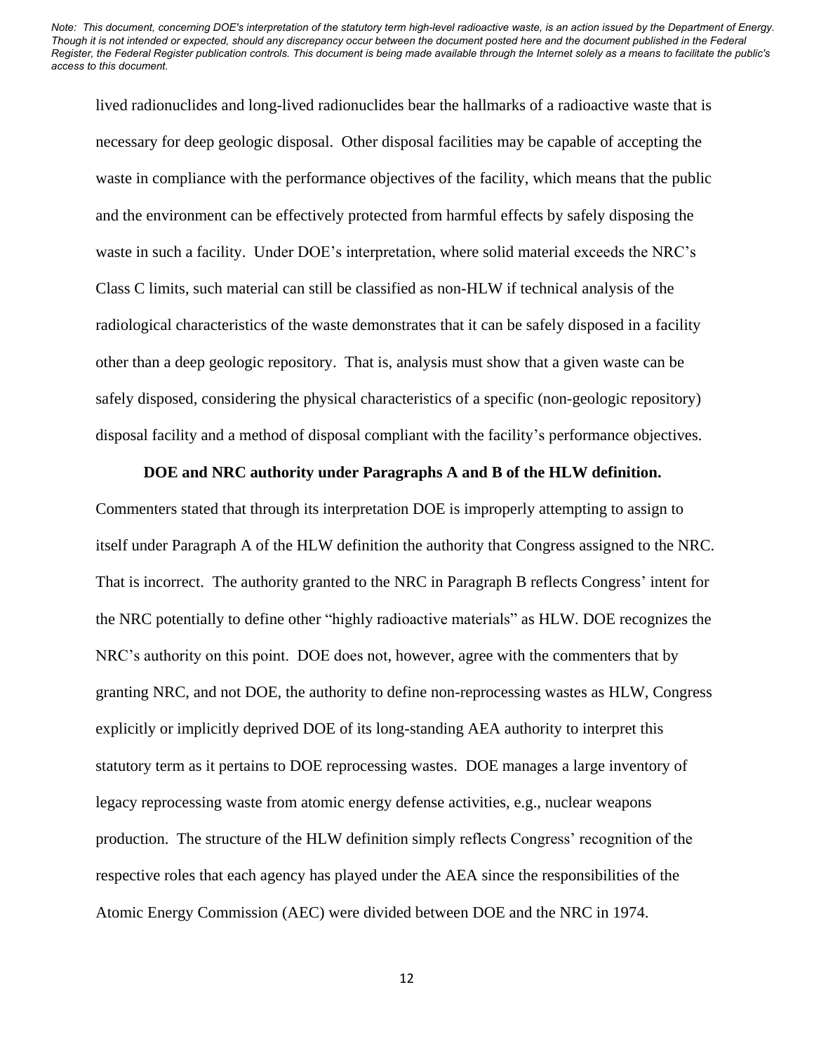lived radionuclides and long-lived radionuclides bear the hallmarks of a radioactive waste that is necessary for deep geologic disposal. Other disposal facilities may be capable of accepting the waste in compliance with the performance objectives of the facility, which means that the public and the environment can be effectively protected from harmful effects by safely disposing the waste in such a facility. Under DOE's interpretation, where solid material exceeds the NRC's Class C limits, such material can still be classified as non-HLW if technical analysis of the radiological characteristics of the waste demonstrates that it can be safely disposed in a facility other than a deep geologic repository. That is, analysis must show that a given waste can be safely disposed, considering the physical characteristics of a specific (non-geologic repository) disposal facility and a method of disposal compliant with the facility's performance objectives.

**DOE and NRC authority under Paragraphs A and B of the HLW definition.** Commenters stated that through its interpretation DOE is improperly attempting to assign to itself under Paragraph A of the HLW definition the authority that Congress assigned to the NRC. That is incorrect. The authority granted to the NRC in Paragraph B reflects Congress' intent for the NRC potentially to define other "highly radioactive materials" as HLW. DOE recognizes the NRC's authority on this point. DOE does not, however, agree with the commenters that by granting NRC, and not DOE, the authority to define non-reprocessing wastes as HLW, Congress explicitly or implicitly deprived DOE of its long-standing AEA authority to interpret this statutory term as it pertains to DOE reprocessing wastes. DOE manages a large inventory of legacy reprocessing waste from atomic energy defense activities, e.g., nuclear weapons production. The structure of the HLW definition simply reflects Congress' recognition of the respective roles that each agency has played under the AEA since the responsibilities of the Atomic Energy Commission (AEC) were divided between DOE and the NRC in 1974.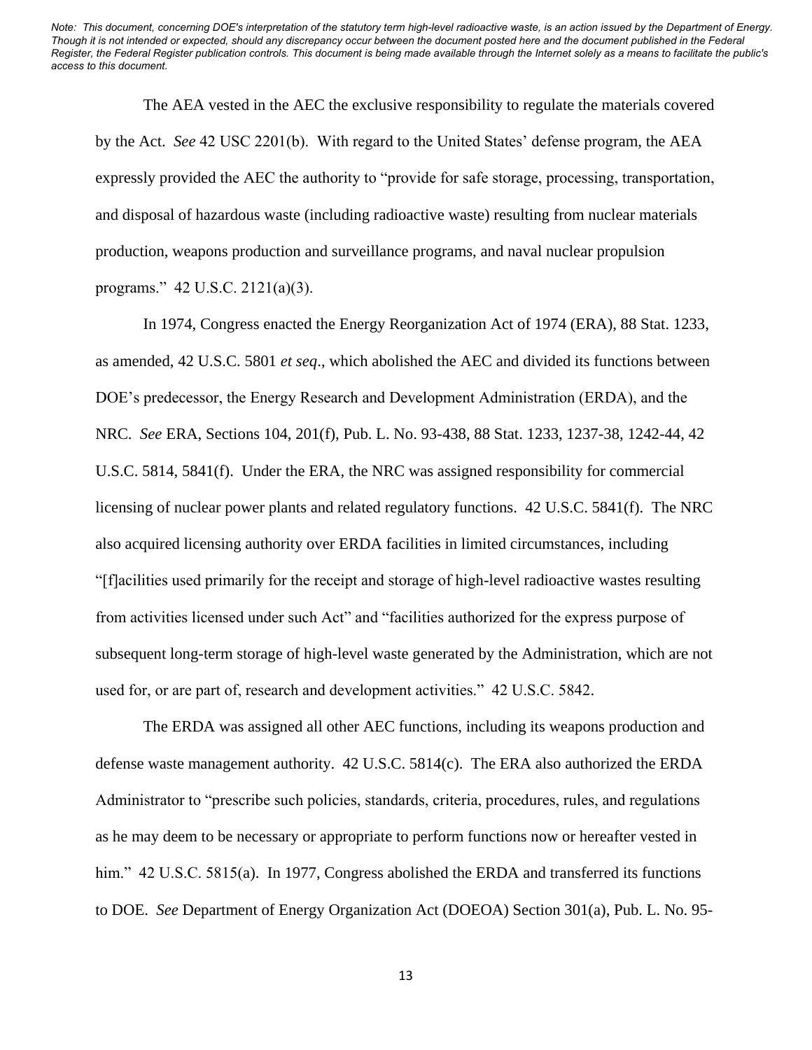The AEA vested in the AEC the exclusive responsibility to regulate the materials covered by the Act. *See* 42 USC 2201(b). With regard to the United States' defense program, the AEA expressly provided the AEC the authority to "provide for safe storage, processing, transportation, and disposal of hazardous waste (including radioactive waste) resulting from nuclear materials production, weapons production and surveillance programs, and naval nuclear propulsion programs." 42 U.S.C. 2121(a)(3).

In 1974, Congress enacted the Energy Reorganization Act of 1974 (ERA), 88 Stat. 1233, as amended, 42 U.S.C. 5801 *et seq*., which abolished the AEC and divided its functions between DOE's predecessor, the Energy Research and Development Administration (ERDA), and the NRC. *See* ERA, Sections 104, 201(f), Pub. L. No. 93-438, 88 Stat. 1233, 1237-38, 1242-44, 42 U.S.C. 5814, 5841(f). Under the ERA, the NRC was assigned responsibility for commercial licensing of nuclear power plants and related regulatory functions. 42 U.S.C. 5841(f). The NRC also acquired licensing authority over ERDA facilities in limited circumstances, including "[f]acilities used primarily for the receipt and storage of high-level radioactive wastes resulting from activities licensed under such Act" and "facilities authorized for the express purpose of subsequent long-term storage of high-level waste generated by the Administration, which are not used for, or are part of, research and development activities." 42 U.S.C. 5842.

The ERDA was assigned all other AEC functions, including its weapons production and defense waste management authority. 42 U.S.C. 5814(c). The ERA also authorized the ERDA Administrator to "prescribe such policies, standards, criteria, procedures, rules, and regulations as he may deem to be necessary or appropriate to perform functions now or hereafter vested in him." 42 U.S.C. 5815(a). In 1977, Congress abolished the ERDA and transferred its functions to DOE. *See* Department of Energy Organization Act (DOEOA) Section 301(a), Pub. L. No. 95-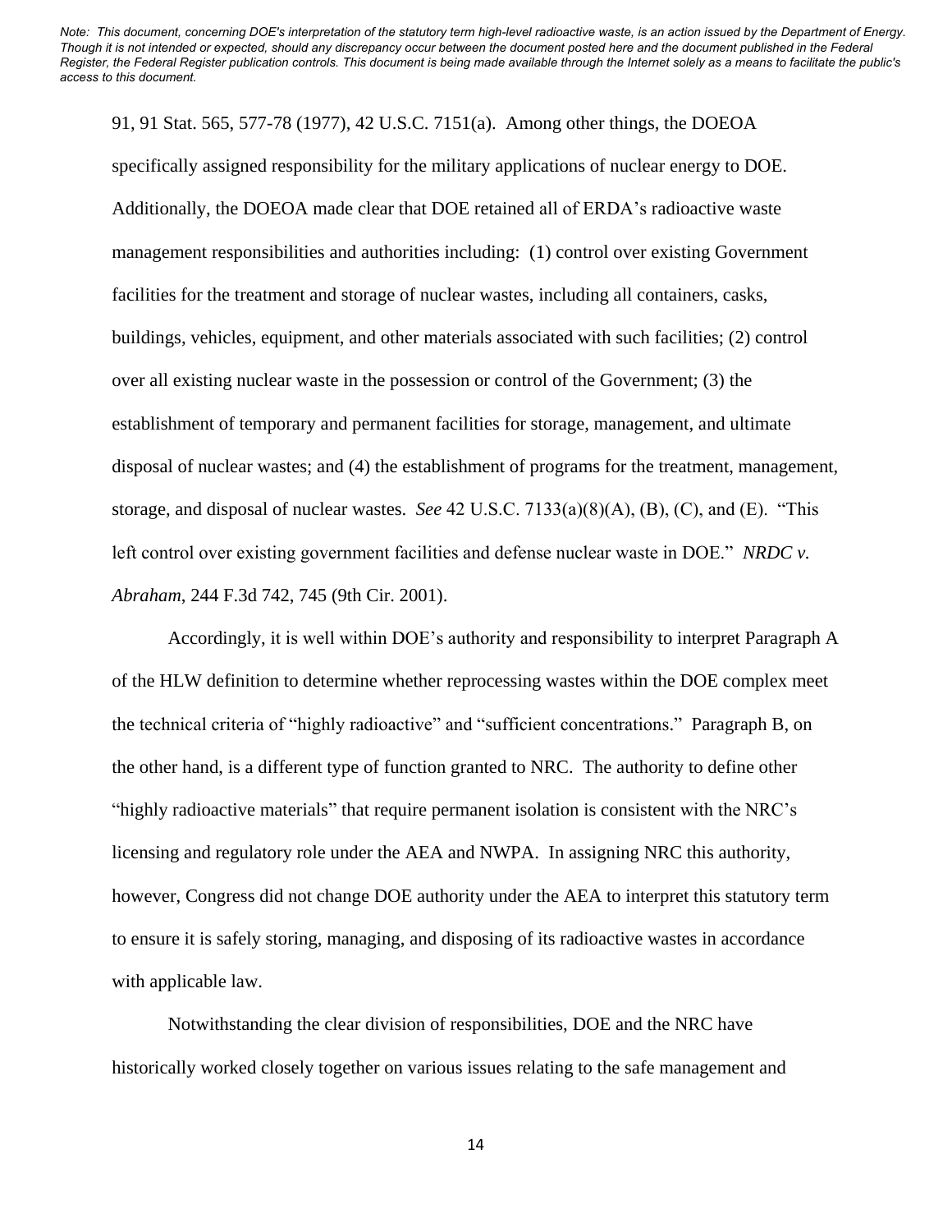91, 91 Stat. 565, 577-78 (1977), 42 U.S.C. 7151(a). Among other things, the DOEOA specifically assigned responsibility for the military applications of nuclear energy to DOE. Additionally, the DOEOA made clear that DOE retained all of ERDA's radioactive waste management responsibilities and authorities including: (1) control over existing Government facilities for the treatment and storage of nuclear wastes, including all containers, casks, buildings, vehicles, equipment, and other materials associated with such facilities; (2) control over all existing nuclear waste in the possession or control of the Government; (3) the establishment of temporary and permanent facilities for storage, management, and ultimate disposal of nuclear wastes; and (4) the establishment of programs for the treatment, management, storage, and disposal of nuclear wastes. *See* 42 U.S.C. 7133(a)(8)(A), (B), (C), and (E). "This left control over existing government facilities and defense nuclear waste in DOE." *NRDC v. Abraham*, 244 F.3d 742, 745 (9th Cir. 2001).

Accordingly, it is well within DOE's authority and responsibility to interpret Paragraph A of the HLW definition to determine whether reprocessing wastes within the DOE complex meet the technical criteria of "highly radioactive" and "sufficient concentrations." Paragraph B, on the other hand, is a different type of function granted to NRC. The authority to define other "highly radioactive materials" that require permanent isolation is consistent with the NRC's licensing and regulatory role under the AEA and NWPA. In assigning NRC this authority, however, Congress did not change DOE authority under the AEA to interpret this statutory term to ensure it is safely storing, managing, and disposing of its radioactive wastes in accordance with applicable law.

Notwithstanding the clear division of responsibilities, DOE and the NRC have historically worked closely together on various issues relating to the safe management and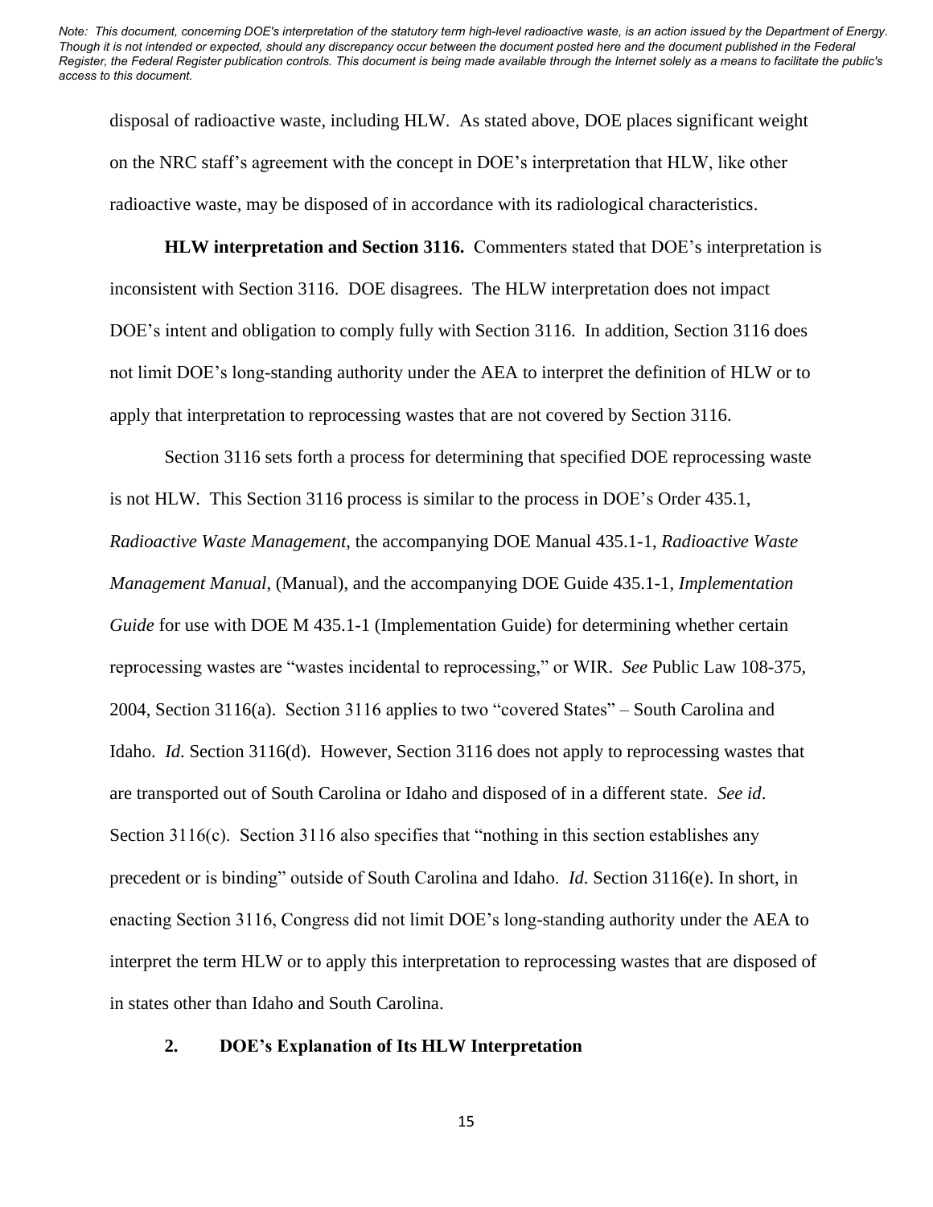disposal of radioactive waste, including HLW. As stated above, DOE places significant weight on the NRC staff's agreement with the concept in DOE's interpretation that HLW, like other radioactive waste, may be disposed of in accordance with its radiological characteristics.

**HLW interpretation and Section 3116.** Commenters stated that DOE's interpretation is inconsistent with Section 3116. DOE disagrees. The HLW interpretation does not impact DOE's intent and obligation to comply fully with Section 3116. In addition, Section 3116 does not limit DOE's long-standing authority under the AEA to interpret the definition of HLW or to apply that interpretation to reprocessing wastes that are not covered by Section 3116.

Section 3116 sets forth a process for determining that specified DOE reprocessing waste is not HLW. This Section 3116 process is similar to the process in DOE's Order 435.1, *Radioactive Waste Management*, the accompanying DOE Manual 435.1-1, *Radioactive Waste Management Manual*, (Manual), and the accompanying DOE Guide 435.1-1, *Implementation Guide* for use with DOE M 435.1-1 (Implementation Guide) for determining whether certain reprocessing wastes are "wastes incidental to reprocessing," or WIR. *See* Public Law 108-375, 2004, Section 3116(a). Section 3116 applies to two "covered States" – South Carolina and Idaho. *Id.* Section 3116(d). However, Section 3116 does not apply to reprocessing wastes that are transported out of South Carolina or Idaho and disposed of in a different state. *See id.* Section 3116(c). Section 3116 also specifies that "nothing in this section establishes any precedent or is binding" outside of South Carolina and Idaho. *Id.* Section 3116(e). In short, in enacting Section 3116, Congress did not limit DOE's long-standing authority under the AEA to interpret the term HLW or to apply this interpretation to reprocessing wastes that are disposed of in states other than Idaho and South Carolina.

### 2. DOE's Explanation of Its HLW Interpretation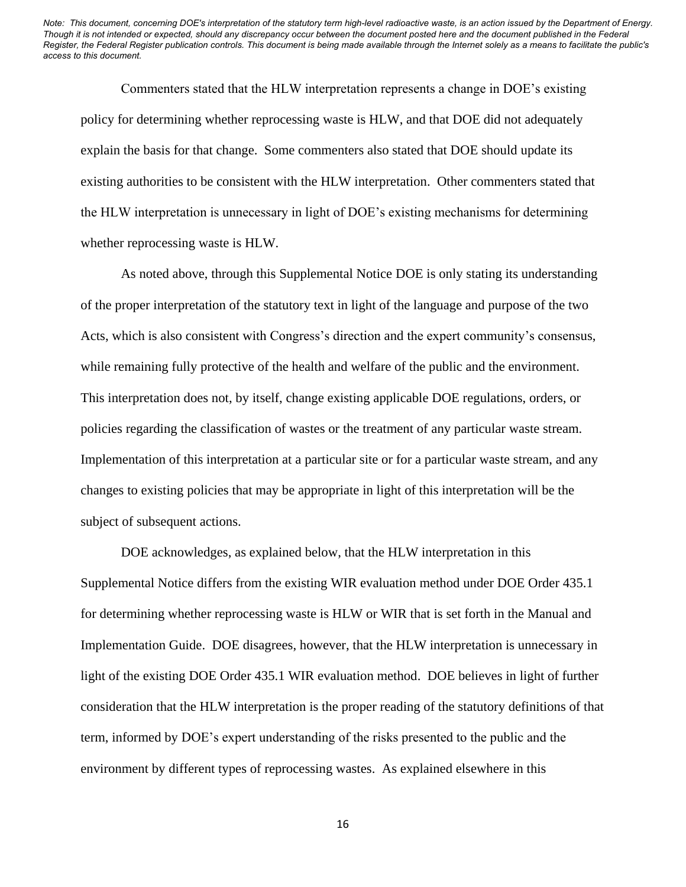Commenters stated that the HLW interpretation represents a change in DOE's existing policy for determining whether reprocessing waste is HLW, and that DOE did not adequately explain the basis for that change. Some commenters also stated that DOE should update its existing authorities to be consistent with the HLW interpretation. Other commenters stated that the HLW interpretation is unnecessary in light of DOE's existing mechanisms for determining whether reprocessing waste is HLW.

As noted above, through this Supplemental Notice DOE is only stating its understanding of the proper interpretation of the statutory text in light of the language and purpose of the two Acts, which is also consistent with Congress's direction and the expert community's consensus, while remaining fully protective of the health and welfare of the public and the environment. This interpretation does not, by itself, change existing applicable DOE regulations, orders, or policies regarding the classification of wastes or the treatment of any particular waste stream. Implementation of this interpretation at a particular site or for a particular waste stream, and any changes to existing policies that may be appropriate in light of this interpretation will be the subject of subsequent actions.

DOE acknowledges, as explained below, that the HLW interpretation in this Supplemental Notice differs from the existing WIR evaluation method under DOE Order 435.1 for determining whether reprocessing waste is HLW or WIR that is set forth in the Manual and Implementation Guide. DOE disagrees, however, that the HLW interpretation is unnecessary in light of the existing DOE Order 435.1 WIR evaluation method. DOE believes in light of further consideration that the HLW interpretation is the proper reading of the statutory definitions of that term, informed by DOE's expert understanding of the risks presented to the public and the environment by different types of reprocessing wastes. As explained elsewhere in this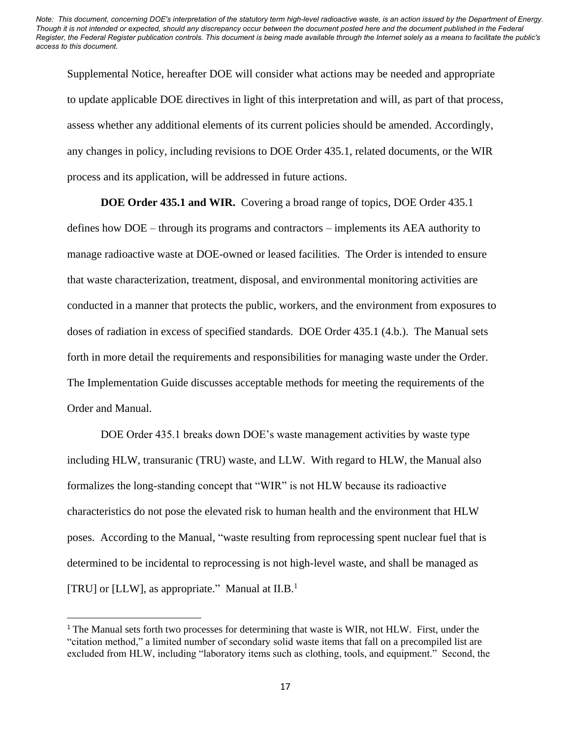*Note: This document, concerning DOE's interpretation of the statutory term high-level radioactive waste, is an action issued by the Department of Energy. Though it is not intended or expected, should any discrepancy occur between the document posted here and the document published in the Federal Register, the Federal Register publication controls. This document is being made available through the Internet solely as a means to facilitate the public's access to this document.*

Supplemental Notice, hereafter DOE will consider what actions may be needed and appropriate to update applicable DOE directives in light of this interpretation and will, as part of that process, assess whether any additional elements of its current policies should be amended. Accordingly, any changes in policy, including revisions to DOE Order 435.1, related documents, or the WIR process and its application, will be addressed in future actions.

**DOE Order 435.1 and WIR.** Covering a broad range of topics, DOE Order 435.1 defines how DOE – through its programs and contractors – implements its AEA authority to manage radioactive waste at DOE-owned or leased facilities. The Order is intended to ensure that waste characterization, treatment, disposal, and environmental monitoring activities are conducted in a manner that protects the public, workers, and the environment from exposures to doses of radiation in excess of specified standards. DOE Order 435.1 (4.b.). The Manual sets forth in more detail the requirements and responsibilities for managing waste under the Order. The Implementation Guide discusses acceptable methods for meeting the requirements of the Order and Manual.

DOE Order 435.1 breaks down DOE's waste management activities by waste type including HLW, transuranic (TRU) waste, and LLW. With regard to HLW, the Manual also formalizes the long-standing concept that "WIR" is not HLW because its radioactive characteristics do not pose the elevated risk to human health and the environment that HLW poses. According to the Manual, "waste resulting from reprocessing spent nuclear fuel that is determined to be incidental to reprocessing is not high-level waste, and shall be managed as [TRU] or [LLW], as appropriate." Manual at II.B.[1]

---

[1] The Manual sets forth two processes for determining that waste is WIR, not HLW. First, under the "citation method," a limited number of secondary solid waste items that fall on a precompiled list are excluded from HLW, including "laboratory items such as clothing, tools, and equipment." Second, the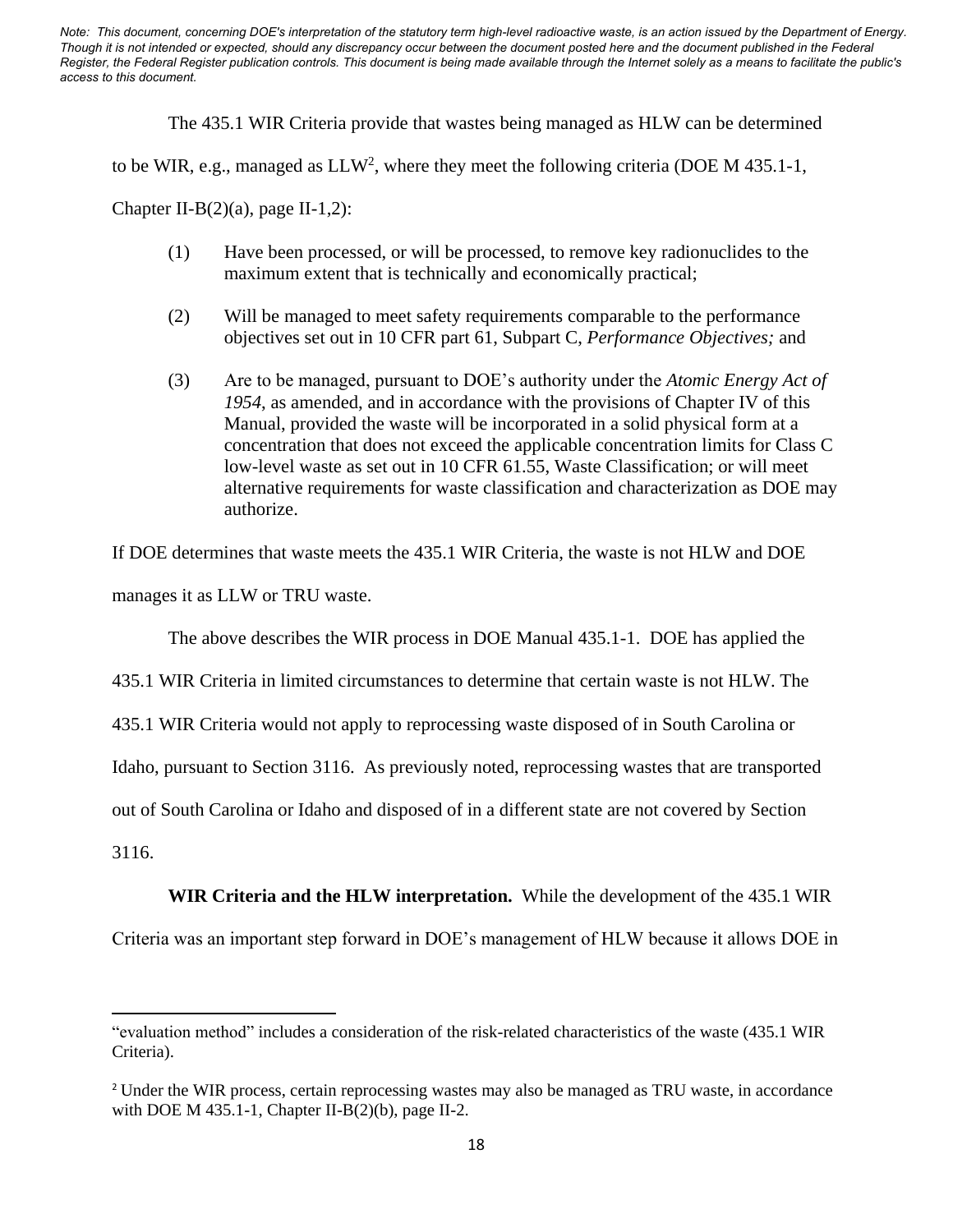*Note: This document, concerning DOE's interpretation of the statutory term high-level radioactive waste, is an action issued by the Department of Energy. Though it is not intended or expected, should any discrepancy occur between the document posted here and the document published in the Federal Register, the Federal Register publication controls. This document is being made available through the Internet solely as a means to facilitate the public's access to this document.*

The 435.1 WIR Criteria provide that wastes being managed as HLW can be determined to be WIR, e.g., managed as LLW[2], where they meet the following criteria (DOE M 435.1-1, Chapter II-B(2)(a), page II-1,2):

> (1) Have been processed, or will be processed, to remove key radionuclides to the maximum extent that is technically and economically practical;
>
> (2) Will be managed to meet safety requirements comparable to the performance objectives set out in 10 CFR part 61, Subpart C, *Performance Objectives;* and
>
> (3) Are to be managed, pursuant to DOE's authority under the *Atomic Energy Act of 1954*, as amended, and in accordance with the provisions of Chapter IV of this Manual, provided the waste will be incorporated in a solid physical form at a concentration that does not exceed the applicable concentration limits for Class C low-level waste as set out in 10 CFR 61.55, Waste Classification; or will meet alternative requirements for waste classification and characterization as DOE may authorize.

If DOE determines that waste meets the 435.1 WIR Criteria, the waste is not HLW and DOE manages it as LLW or TRU waste.

The above describes the WIR process in DOE Manual 435.1-1. DOE has applied the 435.1 WIR Criteria in limited circumstances to determine that certain waste is not HLW. The 435.1 WIR Criteria would not apply to reprocessing waste disposed of in South Carolina or Idaho, pursuant to Section 3116. As previously noted, reprocessing wastes that are transported out of South Carolina or Idaho and disposed of in a different state are not covered by Section 3116.

**WIR Criteria and the HLW interpretation.** While the development of the 435.1 WIR Criteria was an important step forward in DOE's management of HLW because it allows DOE in

---

"evaluation method" includes a consideration of the risk-related characteristics of the waste (435.1 WIR Criteria).

[2] Under the WIR process, certain reprocessing wastes may also be managed as TRU waste, in accordance with DOE M 435.1-1, Chapter II-B(2)(b), page II-2.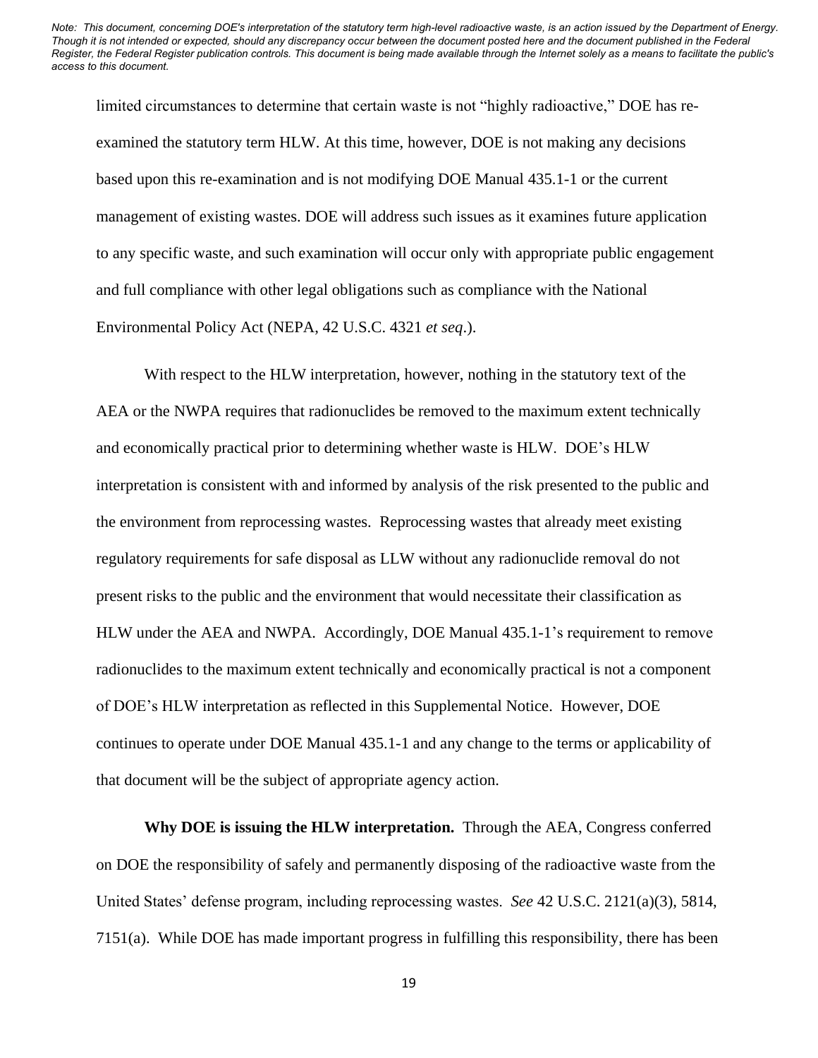limited circumstances to determine that certain waste is not "highly radioactive," DOE has re-examined the statutory term HLW. At this time, however, DOE is not making any decisions based upon this re-examination and is not modifying DOE Manual 435.1-1 or the current management of existing wastes. DOE will address such issues as it examines future application to any specific waste, and such examination will occur only with appropriate public engagement and full compliance with other legal obligations such as compliance with the National Environmental Policy Act (NEPA, 42 U.S.C. 4321 *et seq*.).

With respect to the HLW interpretation, however, nothing in the statutory text of the AEA or the NWPA requires that radionuclides be removed to the maximum extent technically and economically practical prior to determining whether waste is HLW. DOE's HLW interpretation is consistent with and informed by analysis of the risk presented to the public and the environment from reprocessing wastes. Reprocessing wastes that already meet existing regulatory requirements for safe disposal as LLW without any radionuclide removal do not present risks to the public and the environment that would necessitate their classification as HLW under the AEA and NWPA. Accordingly, DOE Manual 435.1-1's requirement to remove radionuclides to the maximum extent technically and economically practical is not a component of DOE's HLW interpretation as reflected in this Supplemental Notice. However, DOE continues to operate under DOE Manual 435.1-1 and any change to the terms or applicability of that document will be the subject of appropriate agency action.

**Why DOE is issuing the HLW interpretation.** Through the AEA, Congress conferred on DOE the responsibility of safely and permanently disposing of the radioactive waste from the United States' defense program, including reprocessing wastes. *See* 42 U.S.C. 2121(a)(3), 5814, 7151(a). While DOE has made important progress in fulfilling this responsibility, there has been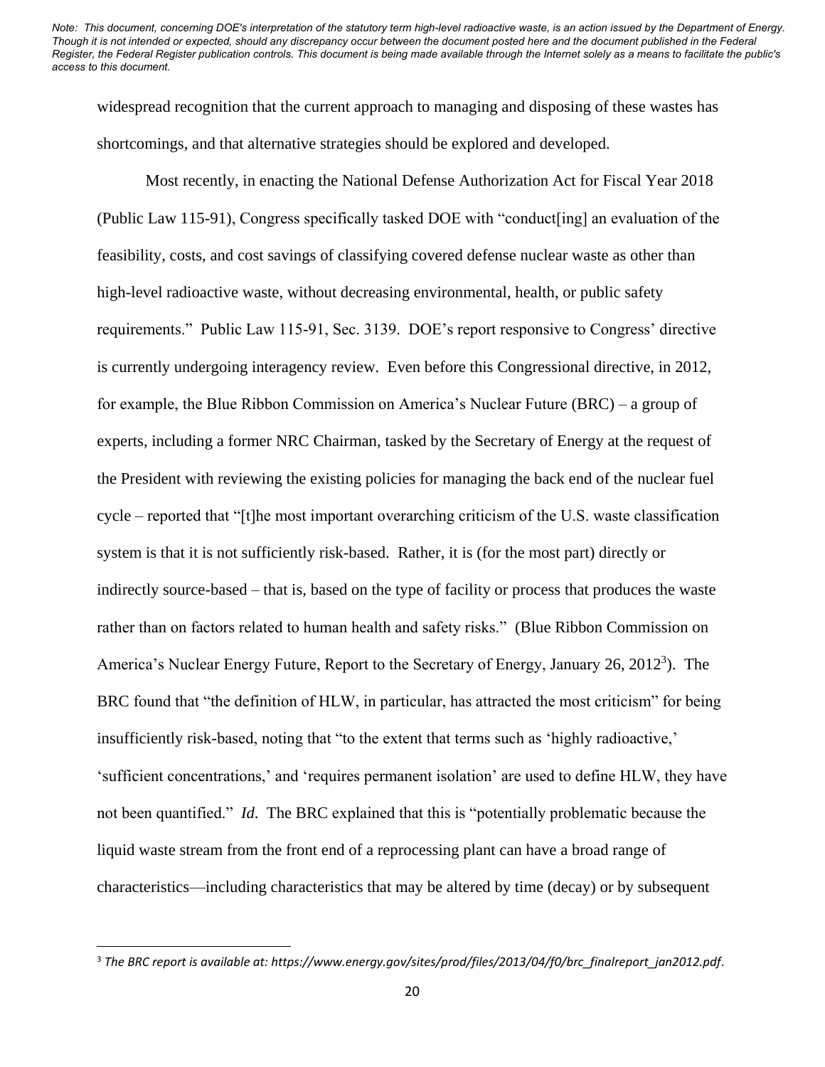widespread recognition that the current approach to managing and disposing of these wastes has shortcomings, and that alternative strategies should be explored and developed.

Most recently, in enacting the National Defense Authorization Act for Fiscal Year 2018 (Public Law 115-91), Congress specifically tasked DOE with "conduct[ing] an evaluation of the feasibility, costs, and cost savings of classifying covered defense nuclear waste as other than high-level radioactive waste, without decreasing environmental, health, or public safety requirements." Public Law 115-91, Sec. 3139. DOE's report responsive to Congress' directive is currently undergoing interagency review. Even before this Congressional directive, in 2012, for example, the Blue Ribbon Commission on America's Nuclear Future (BRC) – a group of experts, including a former NRC Chairman, tasked by the Secretary of Energy at the request of the President with reviewing the existing policies for managing the back end of the nuclear fuel cycle – reported that "[t]he most important overarching criticism of the U.S. waste classification system is that it is not sufficiently risk-based. Rather, it is (for the most part) directly or indirectly source-based – that is, based on the type of facility or process that produces the waste rather than on factors related to human health and safety risks." (Blue Ribbon Commission on America's Nuclear Energy Future, Report to the Secretary of Energy, January 26, 2012[3]). The BRC found that "the definition of HLW, in particular, has attracted the most criticism" for being insufficiently risk-based, noting that "to the extent that terms such as 'highly radioactive,' 'sufficient concentrations,' and 'requires permanent isolation' are used to define HLW, they have not been quantified." *Id*. The BRC explained that this is "potentially problematic because the liquid waste stream from the front end of a reprocessing plant can have a broad range of characteristics—including characteristics that may be altered by time (decay) or by subsequent

---

[3] *The BRC report is available at: https://www.energy.gov/sites/prod/files/2013/04/f0/brc_finalreport_jan2012.pdf.*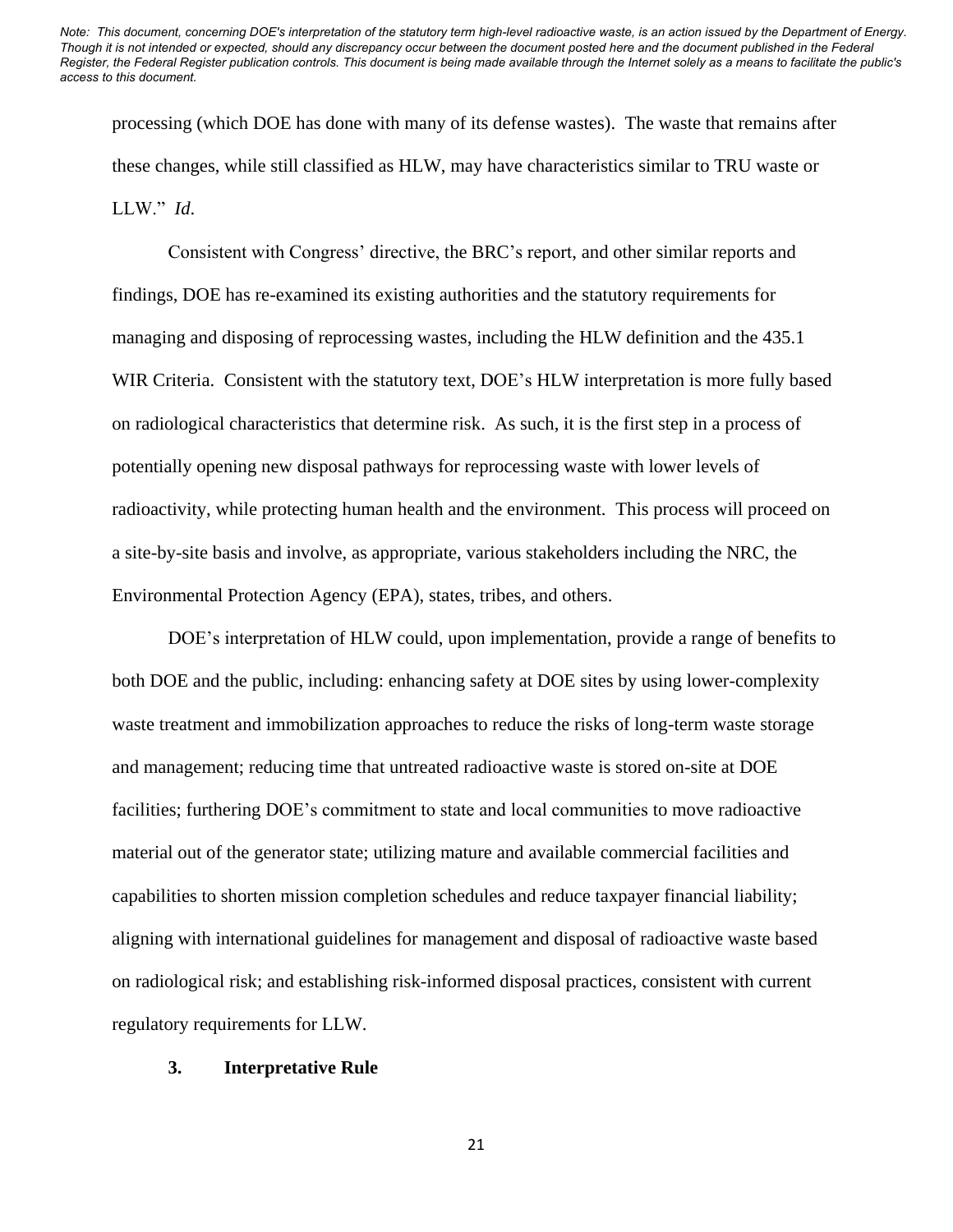processing (which DOE has done with many of its defense wastes). The waste that remains after these changes, while still classified as HLW, may have characteristics similar to TRU waste or LLW." *Id.*

Consistent with Congress' directive, the BRC's report, and other similar reports and findings, DOE has re-examined its existing authorities and the statutory requirements for managing and disposing of reprocessing wastes, including the HLW definition and the 435.1 WIR Criteria. Consistent with the statutory text, DOE's HLW interpretation is more fully based on radiological characteristics that determine risk. As such, it is the first step in a process of potentially opening new disposal pathways for reprocessing waste with lower levels of radioactivity, while protecting human health and the environment. This process will proceed on a site-by-site basis and involve, as appropriate, various stakeholders including the NRC, the Environmental Protection Agency (EPA), states, tribes, and others.

DOE's interpretation of HLW could, upon implementation, provide a range of benefits to both DOE and the public, including: enhancing safety at DOE sites by using lower-complexity waste treatment and immobilization approaches to reduce the risks of long-term waste storage and management; reducing time that untreated radioactive waste is stored on-site at DOE facilities; furthering DOE's commitment to state and local communities to move radioactive material out of the generator state; utilizing mature and available commercial facilities and capabilities to shorten mission completion schedules and reduce taxpayer financial liability; aligning with international guidelines for management and disposal of radioactive waste based on radiological risk; and establishing risk-informed disposal practices, consistent with current regulatory requirements for LLW.

### 3. Interpretative Rule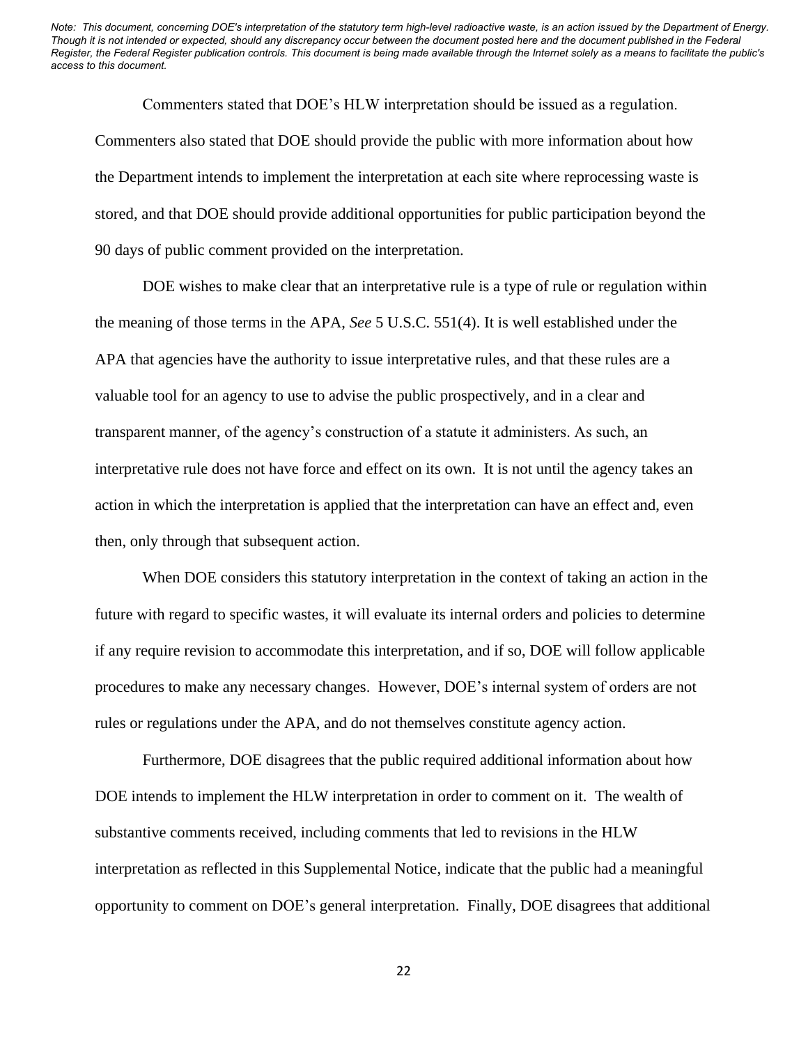*Note: This document, concerning DOE's interpretation of the statutory term high-level radioactive waste, is an action issued by the Department of Energy. Though it is not intended or expected, should any discrepancy occur between the document posted here and the document published in the Federal Register, the Federal Register publication controls. This document is being made available through the Internet solely as a means to facilitate the public's access to this document.*

Commenters stated that DOE's HLW interpretation should be issued as a regulation. Commenters also stated that DOE should provide the public with more information about how the Department intends to implement the interpretation at each site where reprocessing waste is stored, and that DOE should provide additional opportunities for public participation beyond the 90 days of public comment provided on the interpretation.

DOE wishes to make clear that an interpretative rule is a type of rule or regulation within the meaning of those terms in the APA, *See* 5 U.S.C. 551(4). It is well established under the APA that agencies have the authority to issue interpretative rules, and that these rules are a valuable tool for an agency to use to advise the public prospectively, and in a clear and transparent manner, of the agency's construction of a statute it administers. As such, an interpretative rule does not have force and effect on its own. It is not until the agency takes an action in which the interpretation is applied that the interpretation can have an effect and, even then, only through that subsequent action.

When DOE considers this statutory interpretation in the context of taking an action in the future with regard to specific wastes, it will evaluate its internal orders and policies to determine if any require revision to accommodate this interpretation, and if so, DOE will follow applicable procedures to make any necessary changes. However, DOE's internal system of orders are not rules or regulations under the APA, and do not themselves constitute agency action.

Furthermore, DOE disagrees that the public required additional information about how DOE intends to implement the HLW interpretation in order to comment on it. The wealth of substantive comments received, including comments that led to revisions in the HLW interpretation as reflected in this Supplemental Notice, indicate that the public had a meaningful opportunity to comment on DOE's general interpretation. Finally, DOE disagrees that additional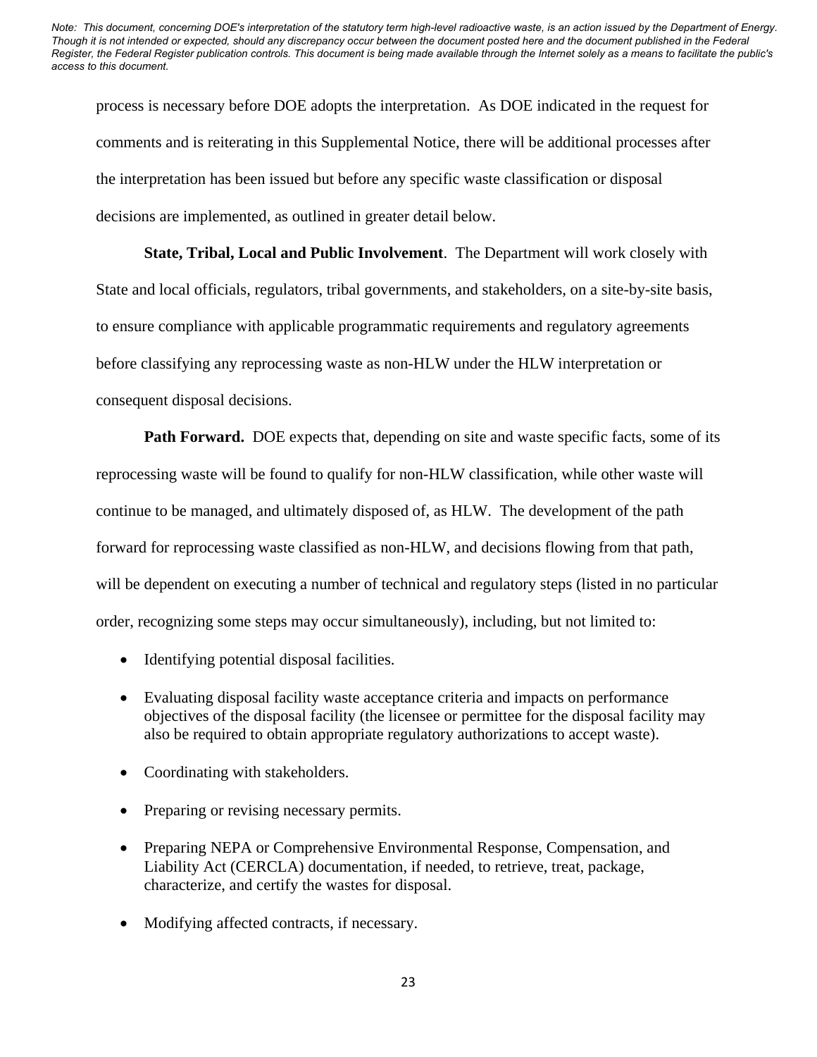process is necessary before DOE adopts the interpretation. As DOE indicated in the request for comments and is reiterating in this Supplemental Notice, there will be additional processes after the interpretation has been issued but before any specific waste classification or disposal decisions are implemented, as outlined in greater detail below.

**State, Tribal, Local and Public Involvement**. The Department will work closely with State and local officials, regulators, tribal governments, and stakeholders, on a site-by-site basis, to ensure compliance with applicable programmatic requirements and regulatory agreements before classifying any reprocessing waste as non-HLW under the HLW interpretation or consequent disposal decisions.

**Path Forward.** DOE expects that, depending on site and waste specific facts, some of its reprocessing waste will be found to qualify for non-HLW classification, while other waste will continue to be managed, and ultimately disposed of, as HLW. The development of the path forward for reprocessing waste classified as non-HLW, and decisions flowing from that path, will be dependent on executing a number of technical and regulatory steps (listed in no particular order, recognizing some steps may occur simultaneously), including, but not limited to:

- Identifying potential disposal facilities.
- Evaluating disposal facility waste acceptance criteria and impacts on performance objectives of the disposal facility (the licensee or permittee for the disposal facility may also be required to obtain appropriate regulatory authorizations to accept waste).
- Coordinating with stakeholders.
- Preparing or revising necessary permits.
- Preparing NEPA or Comprehensive Environmental Response, Compensation, and Liability Act (CERCLA) documentation, if needed, to retrieve, treat, package, characterize, and certify the wastes for disposal.
- Modifying affected contracts, if necessary.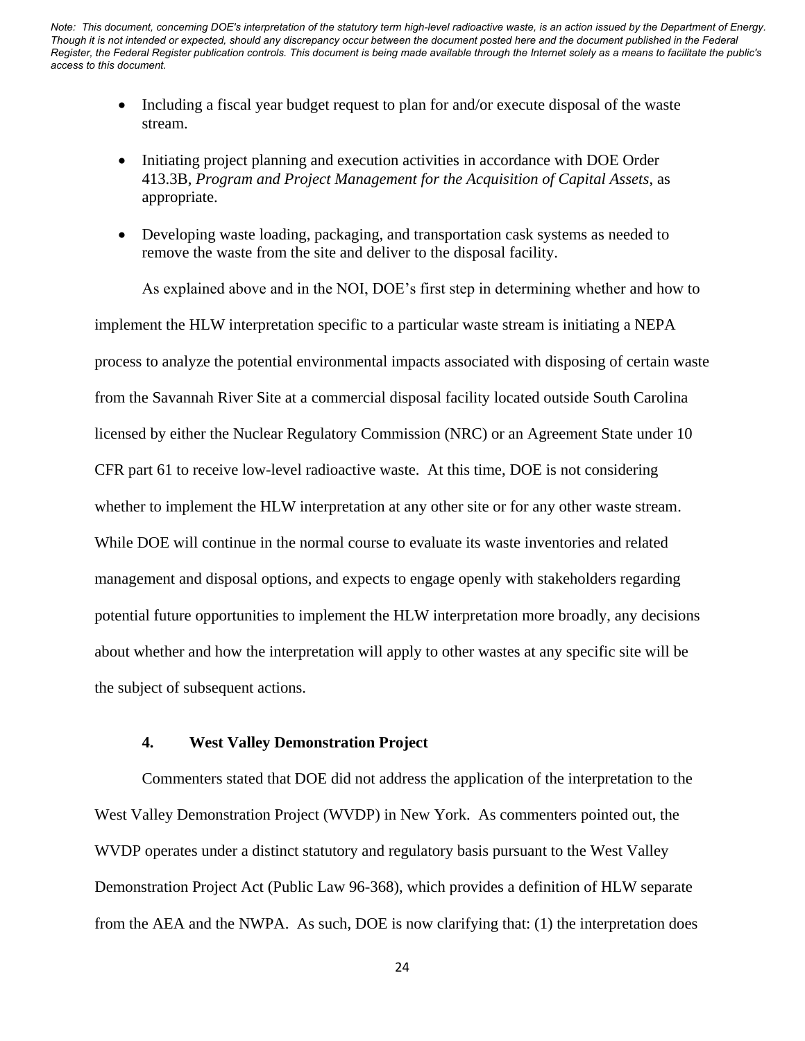- Including a fiscal year budget request to plan for and/or execute disposal of the waste stream.

- Initiating project planning and execution activities in accordance with DOE Order 413.3B, *Program and Project Management for the Acquisition of Capital Assets*, as appropriate.

- Developing waste loading, packaging, and transportation cask systems as needed to remove the waste from the site and deliver to the disposal facility.

As explained above and in the NOI, DOE's first step in determining whether and how to implement the HLW interpretation specific to a particular waste stream is initiating a NEPA process to analyze the potential environmental impacts associated with disposing of certain waste from the Savannah River Site at a commercial disposal facility located outside South Carolina licensed by either the Nuclear Regulatory Commission (NRC) or an Agreement State under 10 CFR part 61 to receive low-level radioactive waste. At this time, DOE is not considering whether to implement the HLW interpretation at any other site or for any other waste stream. While DOE will continue in the normal course to evaluate its waste inventories and related management and disposal options, and expects to engage openly with stakeholders regarding potential future opportunities to implement the HLW interpretation more broadly, any decisions about whether and how the interpretation will apply to other wastes at any specific site will be the subject of subsequent actions.

### 4. West Valley Demonstration Project

Commenters stated that DOE did not address the application of the interpretation to the West Valley Demonstration Project (WVDP) in New York. As commenters pointed out, the WVDP operates under a distinct statutory and regulatory basis pursuant to the West Valley Demonstration Project Act (Public Law 96-368), which provides a definition of HLW separate from the AEA and the NWPA. As such, DOE is now clarifying that: (1) the interpretation does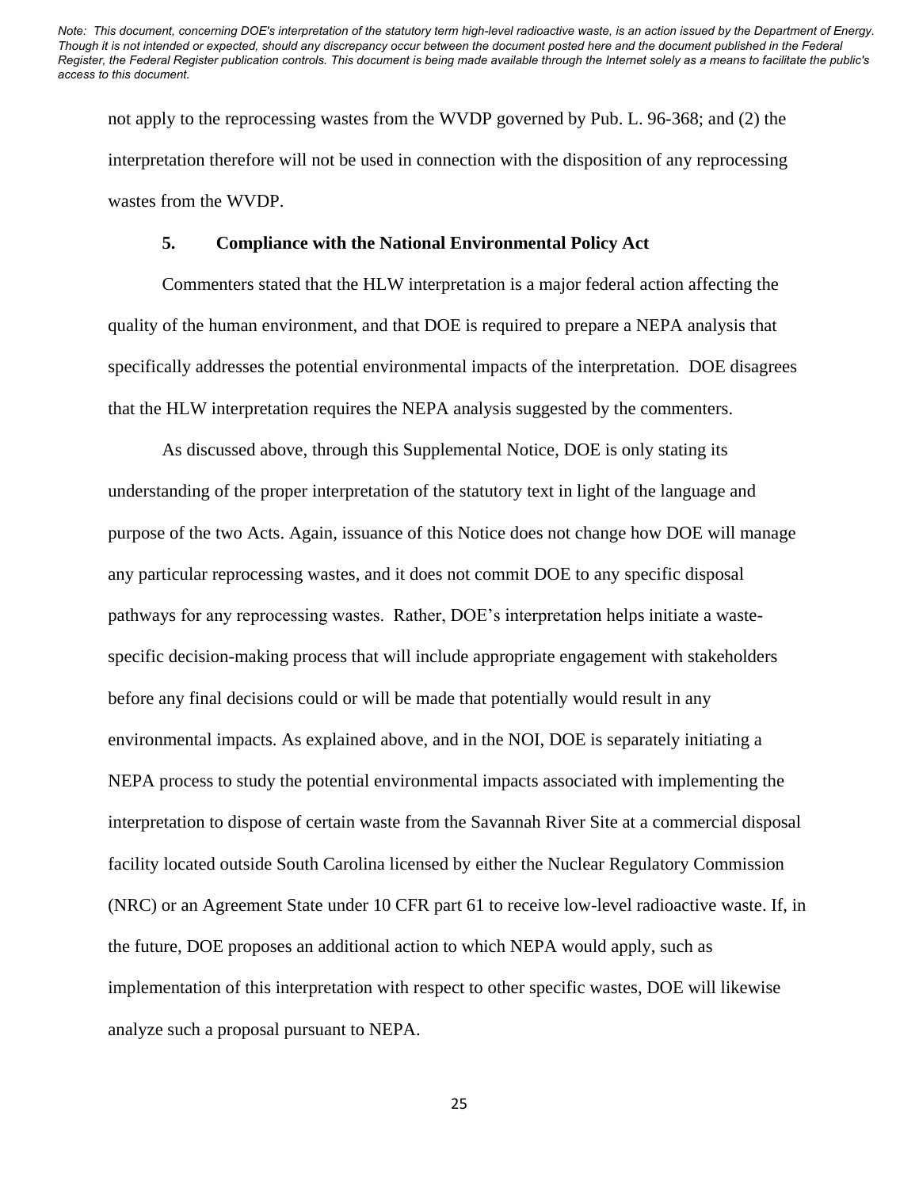Note: This document, concerning DOE's interpretation of the statutory term high-level radioactive waste, is an action issued by the Department of Energy. Though it is not intended or expected, should any discrepancy occur between the document posted here and the document published in the Federal Register, the Federal Register publication controls. This document is being made available through the Internet solely as a means to facilitate the public's access to this document.

not apply to the reprocessing wastes from the WVDP governed by Pub. L. 96-368; and (2) the interpretation therefore will not be used in connection with the disposition of any reprocessing wastes from the WVDP.

### 5. Compliance with the National Environmental Policy Act

Commenters stated that the HLW interpretation is a major federal action affecting the quality of the human environment, and that DOE is required to prepare a NEPA analysis that specifically addresses the potential environmental impacts of the interpretation. DOE disagrees that the HLW interpretation requires the NEPA analysis suggested by the commenters.

As discussed above, through this Supplemental Notice, DOE is only stating its understanding of the proper interpretation of the statutory text in light of the language and purpose of the two Acts. Again, issuance of this Notice does not change how DOE will manage any particular reprocessing wastes, and it does not commit DOE to any specific disposal pathways for any reprocessing wastes. Rather, DOE's interpretation helps initiate a waste-specific decision-making process that will include appropriate engagement with stakeholders before any final decisions could or will be made that potentially would result in any environmental impacts. As explained above, and in the NOI, DOE is separately initiating a NEPA process to study the potential environmental impacts associated with implementing the interpretation to dispose of certain waste from the Savannah River Site at a commercial disposal facility located outside South Carolina licensed by either the Nuclear Regulatory Commission (NRC) or an Agreement State under 10 CFR part 61 to receive low-level radioactive waste. If, in the future, DOE proposes an additional action to which NEPA would apply, such as implementation of this interpretation with respect to other specific wastes, DOE will likewise analyze such a proposal pursuant to NEPA.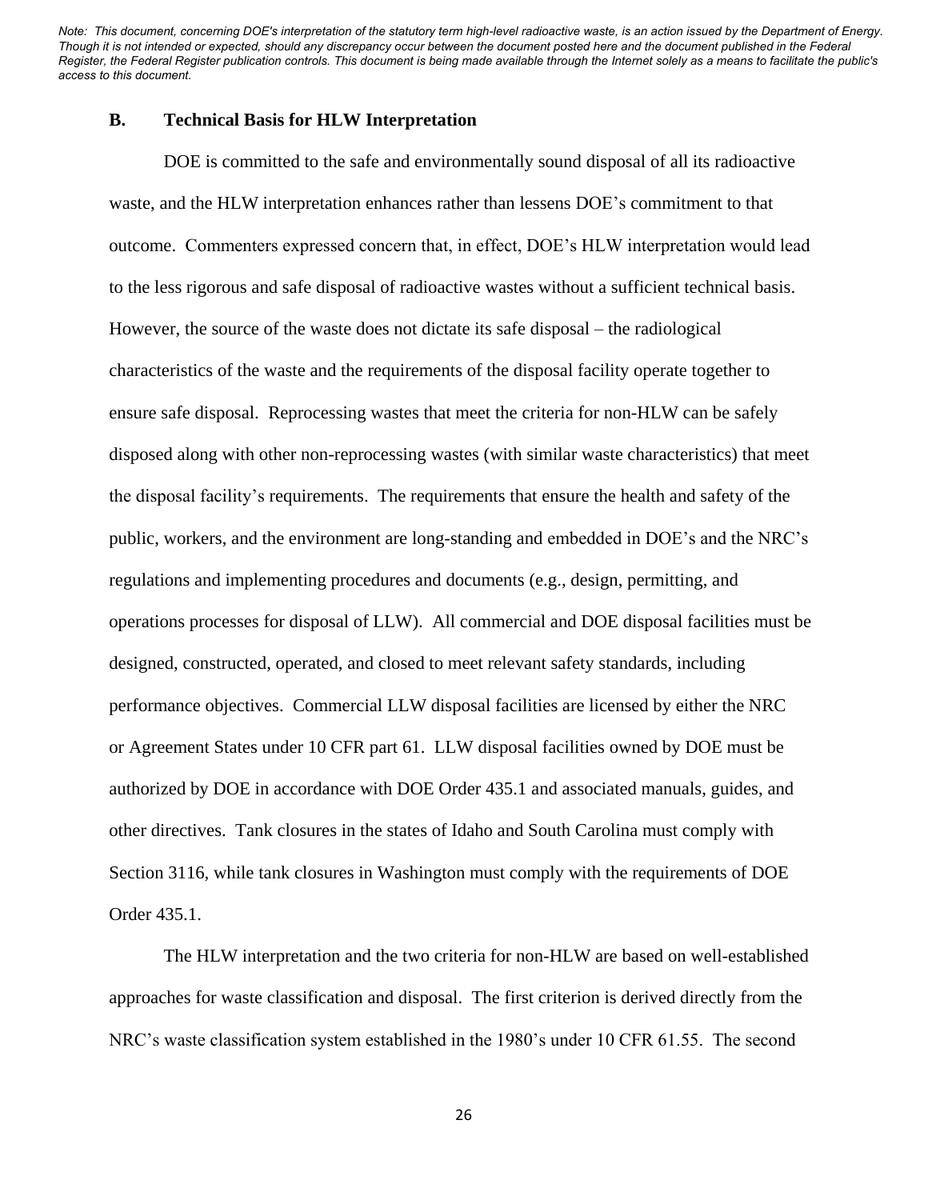*Note: This document, concerning DOE's interpretation of the statutory term high-level radioactive waste, is an action issued by the Department of Energy. Though it is not intended or expected, should any discrepancy occur between the document posted here and the document published in the Federal Register, the Federal Register publication controls. This document is being made available through the Internet solely as a means to facilitate the public's access to this document.*

### B. Technical Basis for HLW Interpretation

DOE is committed to the safe and environmentally sound disposal of all its radioactive waste, and the HLW interpretation enhances rather than lessens DOE's commitment to that outcome. Commenters expressed concern that, in effect, DOE's HLW interpretation would lead to the less rigorous and safe disposal of radioactive wastes without a sufficient technical basis. However, the source of the waste does not dictate its safe disposal – the radiological characteristics of the waste and the requirements of the disposal facility operate together to ensure safe disposal. Reprocessing wastes that meet the criteria for non-HLW can be safely disposed along with other non-reprocessing wastes (with similar waste characteristics) that meet the disposal facility's requirements. The requirements that ensure the health and safety of the public, workers, and the environment are long-standing and embedded in DOE's and the NRC's regulations and implementing procedures and documents (e.g., design, permitting, and operations processes for disposal of LLW). All commercial and DOE disposal facilities must be designed, constructed, operated, and closed to meet relevant safety standards, including performance objectives. Commercial LLW disposal facilities are licensed by either the NRC or Agreement States under 10 CFR part 61. LLW disposal facilities owned by DOE must be authorized by DOE in accordance with DOE Order 435.1 and associated manuals, guides, and other directives. Tank closures in the states of Idaho and South Carolina must comply with Section 3116, while tank closures in Washington must comply with the requirements of DOE Order 435.1.

The HLW interpretation and the two criteria for non-HLW are based on well-established approaches for waste classification and disposal. The first criterion is derived directly from the NRC's waste classification system established in the 1980's under 10 CFR 61.55. The second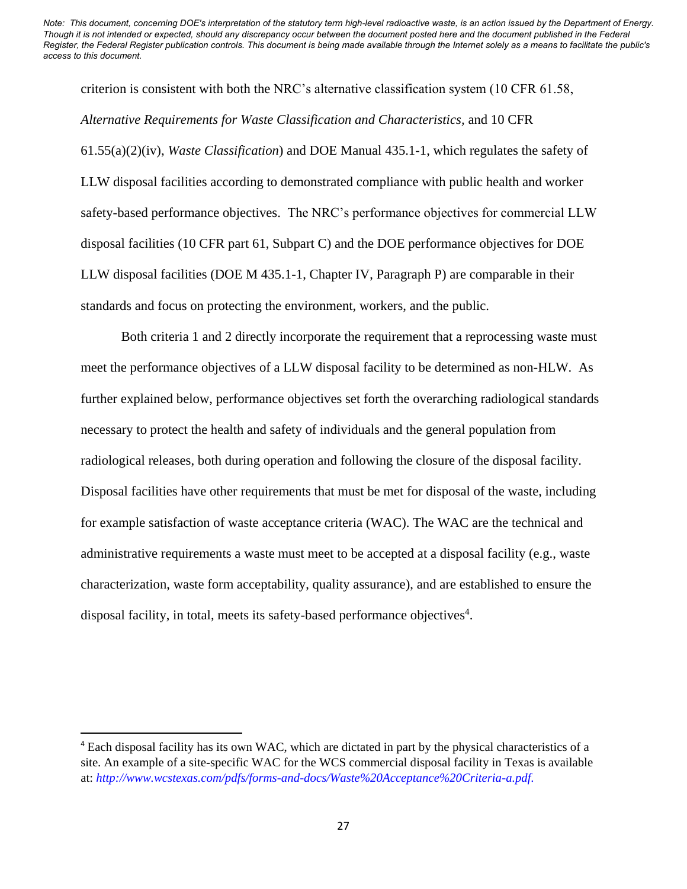Note: This document, concerning DOE's interpretation of the statutory term high-level radioactive waste, is an action issued by the Department of Energy. Though it is not intended or expected, should any discrepancy occur between the document posted here and the document published in the Federal Register, the Federal Register publication controls. This document is being made available through the Internet solely as a means to facilitate the public's access to this document.

criterion is consistent with both the NRC's alternative classification system (10 CFR 61.58, *Alternative Requirements for Waste Classification and Characteristics*, and 10 CFR 61.55(a)(2)(iv), *Waste Classification*) and DOE Manual 435.1-1, which regulates the safety of LLW disposal facilities according to demonstrated compliance with public health and worker safety-based performance objectives. The NRC's performance objectives for commercial LLW disposal facilities (10 CFR part 61, Subpart C) and the DOE performance objectives for DOE LLW disposal facilities (DOE M 435.1-1, Chapter IV, Paragraph P) are comparable in their standards and focus on protecting the environment, workers, and the public.

Both criteria 1 and 2 directly incorporate the requirement that a reprocessing waste must meet the performance objectives of a LLW disposal facility to be determined as non-HLW. As further explained below, performance objectives set forth the overarching radiological standards necessary to protect the health and safety of individuals and the general population from radiological releases, both during operation and following the closure of the disposal facility. Disposal facilities have other requirements that must be met for disposal of the waste, including for example satisfaction of waste acceptance criteria (WAC). The WAC are the technical and administrative requirements a waste must meet to be accepted at a disposal facility (e.g., waste characterization, waste form acceptability, quality assurance), and are established to ensure the disposal facility, in total, meets its safety-based performance objectives[4].

---

[4] Each disposal facility has its own WAC, which are dictated in part by the physical characteristics of a site. An example of a site-specific WAC for the WCS commercial disposal facility in Texas is available at: *http://www.wcstexas.com/pdfs/forms-and-docs/Waste%20Acceptance%20Criteria-a.pdf.*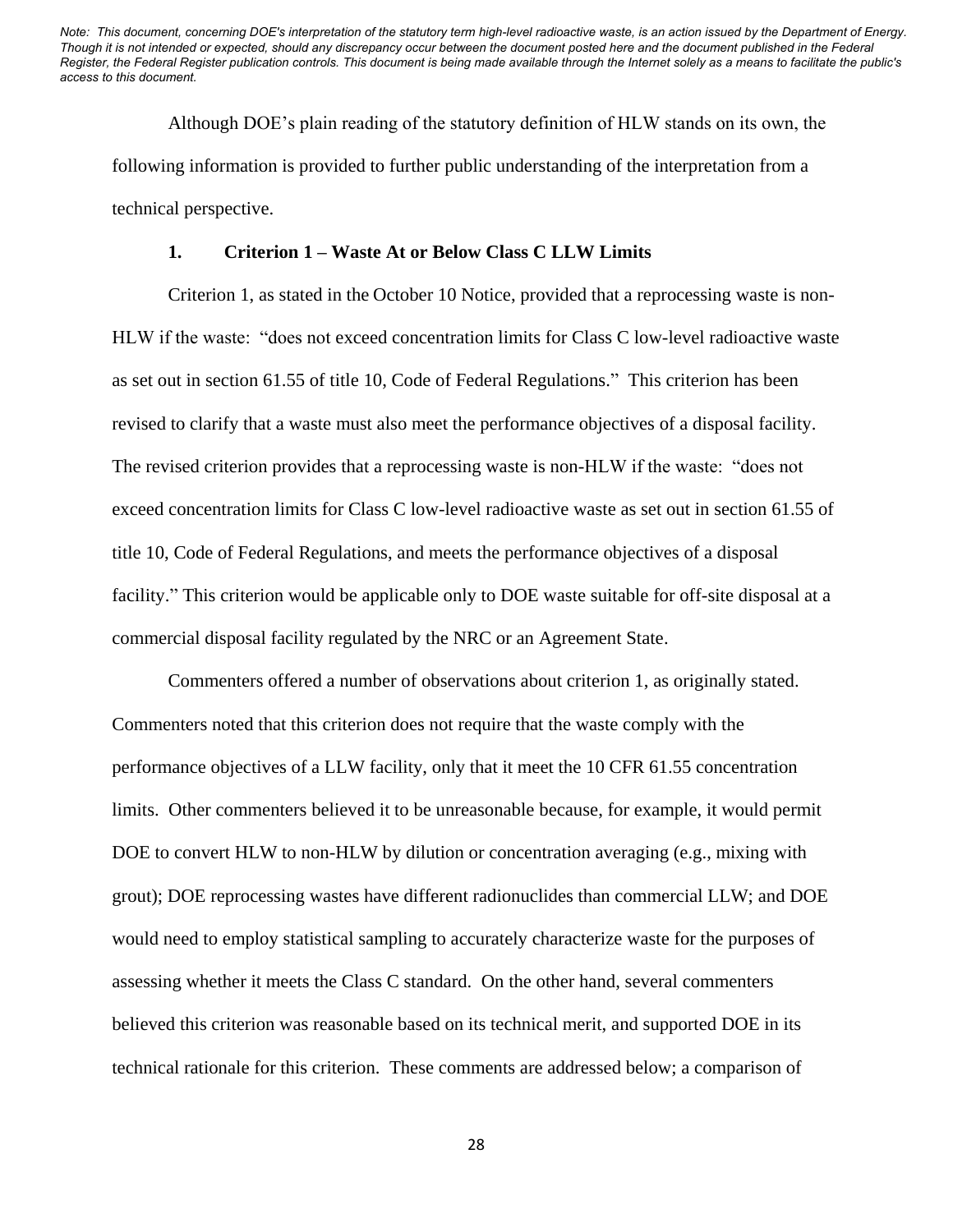*Note: This document, concerning DOE's interpretation of the statutory term high-level radioactive waste, is an action issued by the Department of Energy. Though it is not intended or expected, should any discrepancy occur between the document posted here and the document published in the Federal Register, the Federal Register publication controls. This document is being made available through the Internet solely as a means to facilitate the public's access to this document.*

Although DOE's plain reading of the statutory definition of HLW stands on its own, the following information is provided to further public understanding of the interpretation from a technical perspective.

**1. Criterion 1 – Waste At or Below Class C LLW Limits**

Criterion 1, as stated in the October 10 Notice, provided that a reprocessing waste is non-HLW if the waste: "does not exceed concentration limits for Class C low-level radioactive waste as set out in section 61.55 of title 10, Code of Federal Regulations." This criterion has been revised to clarify that a waste must also meet the performance objectives of a disposal facility. The revised criterion provides that a reprocessing waste is non-HLW if the waste: "does not exceed concentration limits for Class C low-level radioactive waste as set out in section 61.55 of title 10, Code of Federal Regulations, and meets the performance objectives of a disposal facility." This criterion would be applicable only to DOE waste suitable for off-site disposal at a commercial disposal facility regulated by the NRC or an Agreement State.

Commenters offered a number of observations about criterion 1, as originally stated. Commenters noted that this criterion does not require that the waste comply with the performance objectives of a LLW facility, only that it meet the 10 CFR 61.55 concentration limits. Other commenters believed it to be unreasonable because, for example, it would permit DOE to convert HLW to non-HLW by dilution or concentration averaging (e.g., mixing with grout); DOE reprocessing wastes have different radionuclides than commercial LLW; and DOE would need to employ statistical sampling to accurately characterize waste for the purposes of assessing whether it meets the Class C standard. On the other hand, several commenters believed this criterion was reasonable based on its technical merit, and supported DOE in its technical rationale for this criterion. These comments are addressed below; a comparison of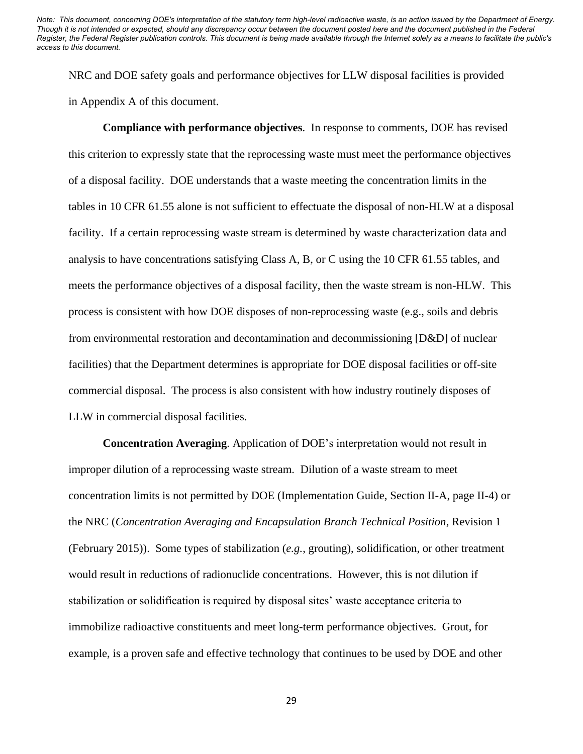NRC and DOE safety goals and performance objectives for LLW disposal facilities is provided in Appendix A of this document.

**Compliance with performance objectives**. In response to comments, DOE has revised this criterion to expressly state that the reprocessing waste must meet the performance objectives of a disposal facility. DOE understands that a waste meeting the concentration limits in the tables in 10 CFR 61.55 alone is not sufficient to effectuate the disposal of non-HLW at a disposal facility. If a certain reprocessing waste stream is determined by waste characterization data and analysis to have concentrations satisfying Class A, B, or C using the 10 CFR 61.55 tables, and meets the performance objectives of a disposal facility, then the waste stream is non-HLW. This process is consistent with how DOE disposes of non-reprocessing waste (e.g., soils and debris from environmental restoration and decontamination and decommissioning [D&D] of nuclear facilities) that the Department determines is appropriate for DOE disposal facilities or off-site commercial disposal. The process is also consistent with how industry routinely disposes of LLW in commercial disposal facilities.

**Concentration Averaging**. Application of DOE's interpretation would not result in improper dilution of a reprocessing waste stream. Dilution of a waste stream to meet concentration limits is not permitted by DOE (Implementation Guide, Section II-A, page II-4) or the NRC (*Concentration Averaging and Encapsulation Branch Technical Position*, Revision 1 (February 2015)). Some types of stabilization (*e.g.*, grouting), solidification, or other treatment would result in reductions of radionuclide concentrations. However, this is not dilution if stabilization or solidification is required by disposal sites' waste acceptance criteria to immobilize radioactive constituents and meet long-term performance objectives. Grout, for example, is a proven safe and effective technology that continues to be used by DOE and other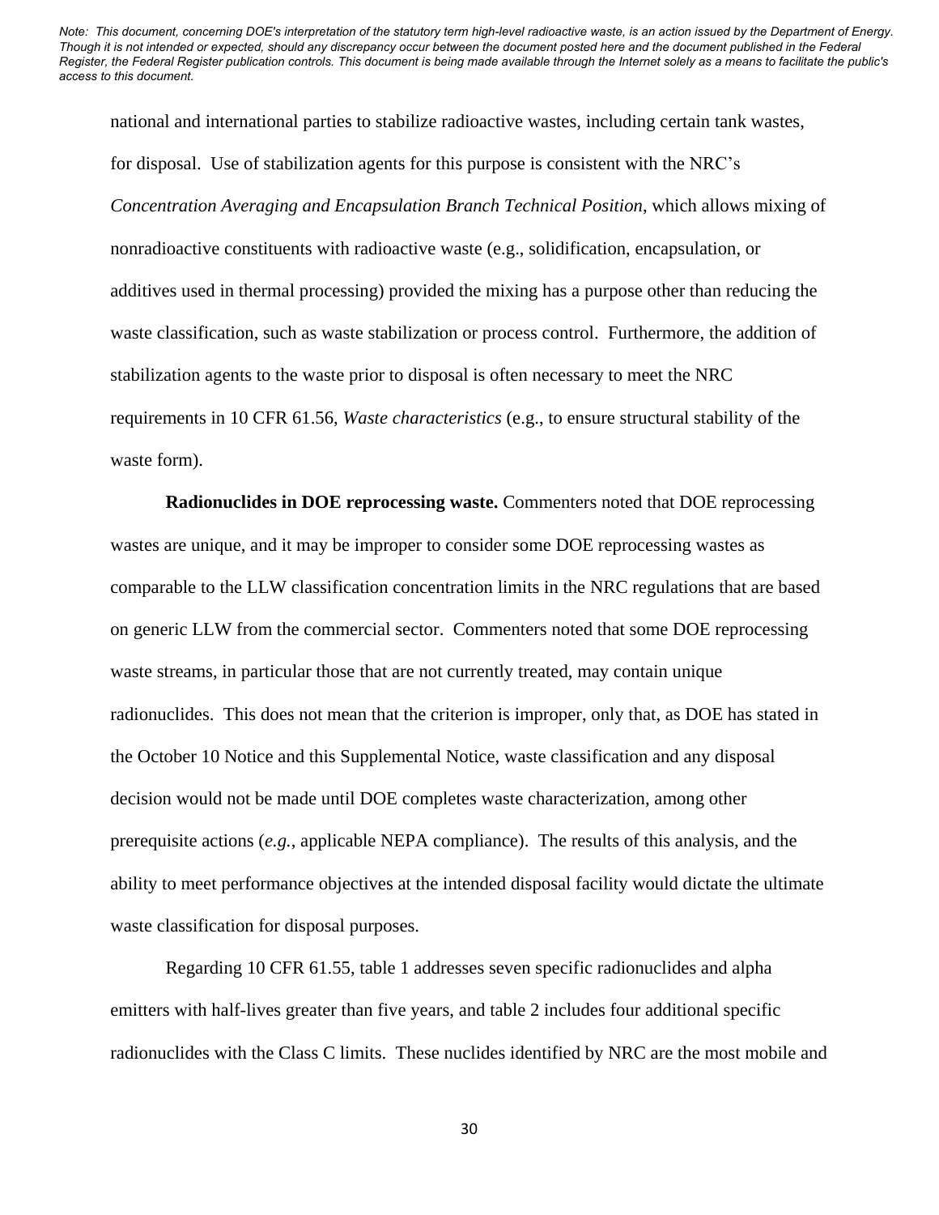national and international parties to stabilize radioactive wastes, including certain tank wastes, for disposal. Use of stabilization agents for this purpose is consistent with the NRC's *Concentration Averaging and Encapsulation Branch Technical Position*, which allows mixing of nonradioactive constituents with radioactive waste (e.g., solidification, encapsulation, or additives used in thermal processing) provided the mixing has a purpose other than reducing the waste classification, such as waste stabilization or process control. Furthermore, the addition of stabilization agents to the waste prior to disposal is often necessary to meet the NRC requirements in 10 CFR 61.56, *Waste characteristics* (e.g., to ensure structural stability of the waste form).

**Radionuclides in DOE reprocessing waste.** Commenters noted that DOE reprocessing wastes are unique, and it may be improper to consider some DOE reprocessing wastes as comparable to the LLW classification concentration limits in the NRC regulations that are based on generic LLW from the commercial sector. Commenters noted that some DOE reprocessing waste streams, in particular those that are not currently treated, may contain unique radionuclides. This does not mean that the criterion is improper, only that, as DOE has stated in the October 10 Notice and this Supplemental Notice, waste classification and any disposal decision would not be made until DOE completes waste characterization, among other prerequisite actions (*e.g.*, applicable NEPA compliance). The results of this analysis, and the ability to meet performance objectives at the intended disposal facility would dictate the ultimate waste classification for disposal purposes.

Regarding 10 CFR 61.55, table 1 addresses seven specific radionuclides and alpha emitters with half-lives greater than five years, and table 2 includes four additional specific radionuclides with the Class C limits. These nuclides identified by NRC are the most mobile and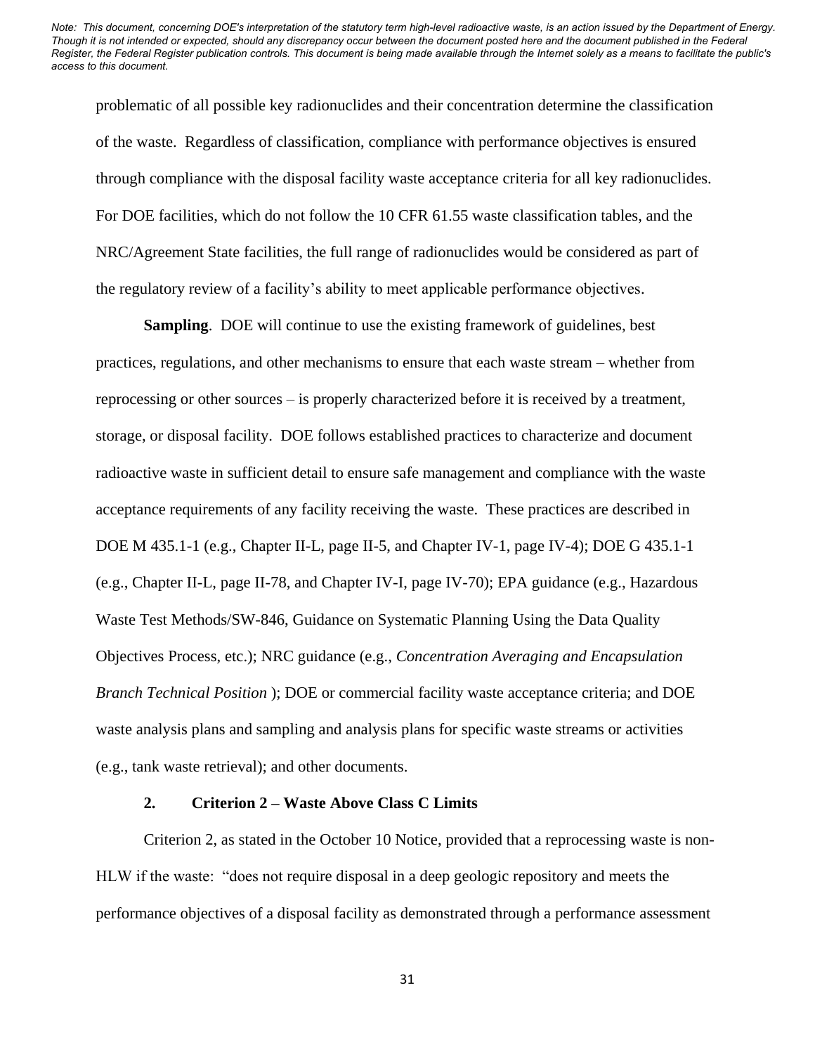problematic of all possible key radionuclides and their concentration determine the classification of the waste. Regardless of classification, compliance with performance objectives is ensured through compliance with the disposal facility waste acceptance criteria for all key radionuclides. For DOE facilities, which do not follow the 10 CFR 61.55 waste classification tables, and the NRC/Agreement State facilities, the full range of radionuclides would be considered as part of the regulatory review of a facility's ability to meet applicable performance objectives.

**Sampling**. DOE will continue to use the existing framework of guidelines, best practices, regulations, and other mechanisms to ensure that each waste stream – whether from reprocessing or other sources – is properly characterized before it is received by a treatment, storage, or disposal facility. DOE follows established practices to characterize and document radioactive waste in sufficient detail to ensure safe management and compliance with the waste acceptance requirements of any facility receiving the waste. These practices are described in DOE M 435.1-1 (e.g., Chapter II-L, page II-5, and Chapter IV-1, page IV-4); DOE G 435.1-1 (e.g., Chapter II-L, page II-78, and Chapter IV-I, page IV-70); EPA guidance (e.g., Hazardous Waste Test Methods/SW-846, Guidance on Systematic Planning Using the Data Quality Objectives Process, etc.); NRC guidance (e.g., *Concentration Averaging and Encapsulation Branch Technical Position* ); DOE or commercial facility waste acceptance criteria; and DOE waste analysis plans and sampling and analysis plans for specific waste streams or activities (e.g., tank waste retrieval); and other documents.

### 2. Criterion 2 – Waste Above Class C Limits

Criterion 2, as stated in the October 10 Notice, provided that a reprocessing waste is non-HLW if the waste: "does not require disposal in a deep geologic repository and meets the performance objectives of a disposal facility as demonstrated through a performance assessment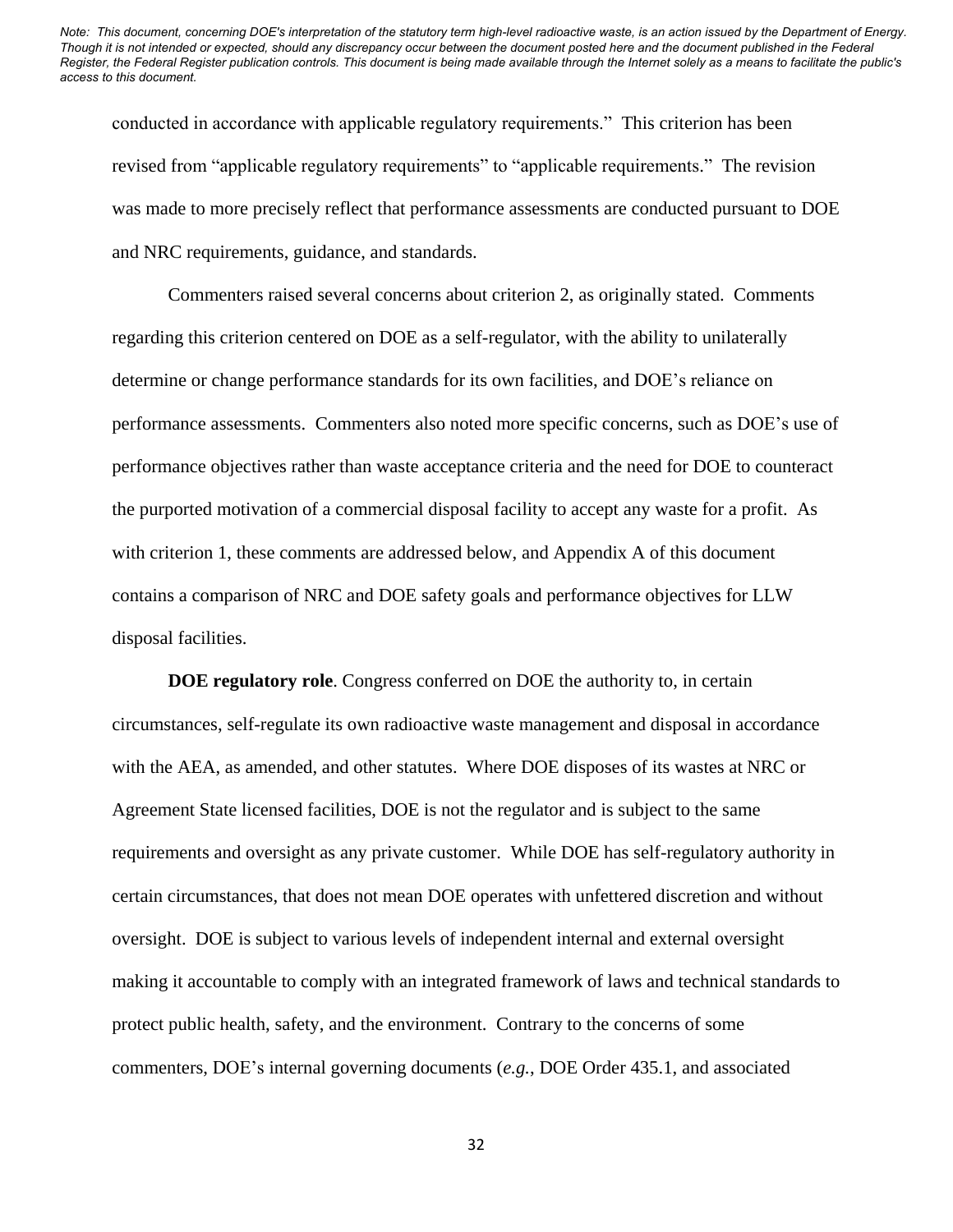*Note: This document, concerning DOE's interpretation of the statutory term high-level radioactive waste, is an action issued by the Department of Energy. Though it is not intended or expected, should any discrepancy occur between the document posted here and the document published in the Federal Register, the Federal Register publication controls. This document is being made available through the Internet solely as a means to facilitate the public's access to this document.*

conducted in accordance with applicable regulatory requirements." This criterion has been revised from "applicable regulatory requirements" to "applicable requirements." The revision was made to more precisely reflect that performance assessments are conducted pursuant to DOE and NRC requirements, guidance, and standards.

Commenters raised several concerns about criterion 2, as originally stated. Comments regarding this criterion centered on DOE as a self-regulator, with the ability to unilaterally determine or change performance standards for its own facilities, and DOE's reliance on performance assessments. Commenters also noted more specific concerns, such as DOE's use of performance objectives rather than waste acceptance criteria and the need for DOE to counteract the purported motivation of a commercial disposal facility to accept any waste for a profit. As with criterion 1, these comments are addressed below, and Appendix A of this document contains a comparison of NRC and DOE safety goals and performance objectives for LLW disposal facilities.

**DOE regulatory role**. Congress conferred on DOE the authority to, in certain circumstances, self-regulate its own radioactive waste management and disposal in accordance with the AEA, as amended, and other statutes. Where DOE disposes of its wastes at NRC or Agreement State licensed facilities, DOE is not the regulator and is subject to the same requirements and oversight as any private customer. While DOE has self-regulatory authority in certain circumstances, that does not mean DOE operates with unfettered discretion and without oversight. DOE is subject to various levels of independent internal and external oversight making it accountable to comply with an integrated framework of laws and technical standards to protect public health, safety, and the environment. Contrary to the concerns of some commenters, DOE's internal governing documents (*e.g.*, DOE Order 435.1, and associated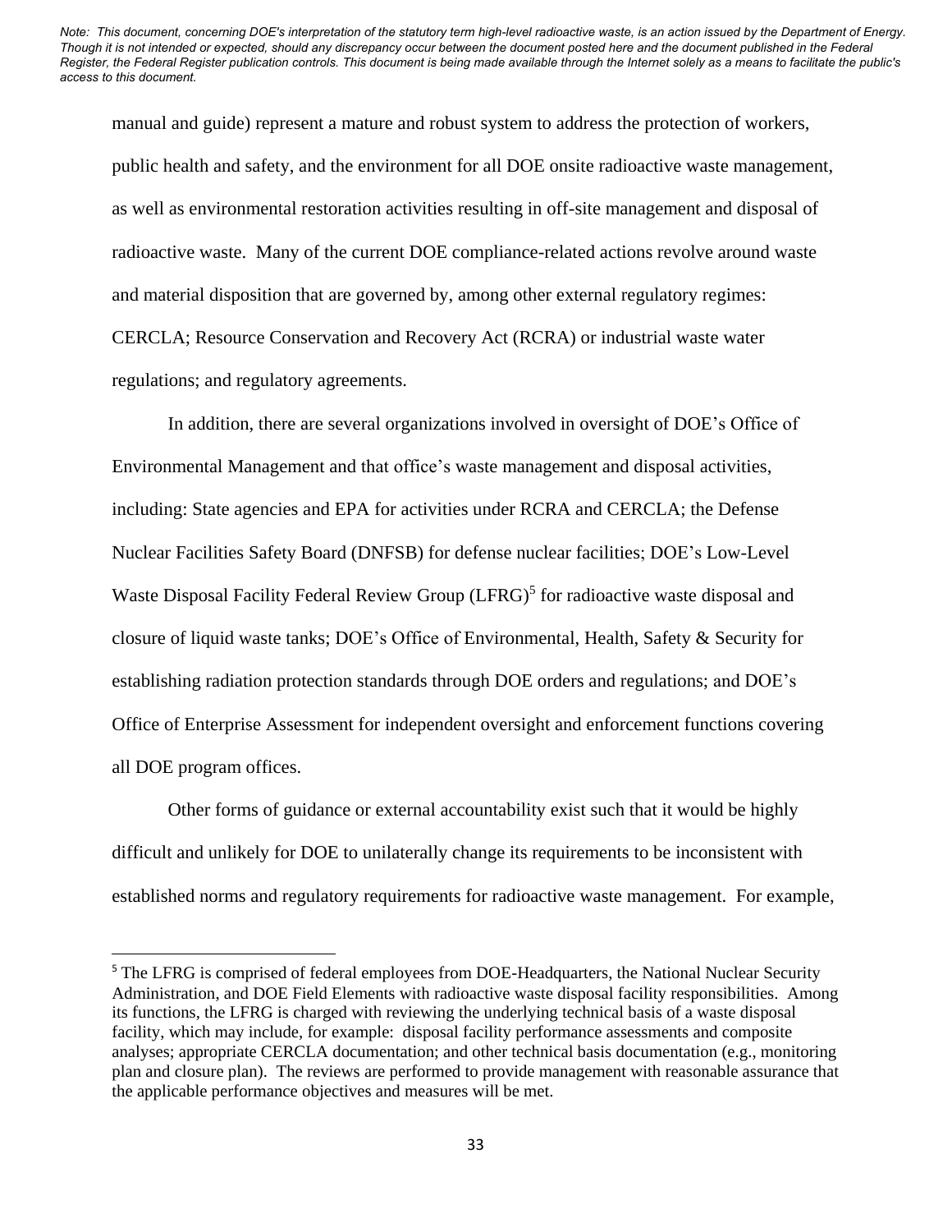manual and guide) represent a mature and robust system to address the protection of workers, public health and safety, and the environment for all DOE onsite radioactive waste management, as well as environmental restoration activities resulting in off-site management and disposal of radioactive waste. Many of the current DOE compliance-related actions revolve around waste and material disposition that are governed by, among other external regulatory regimes: CERCLA; Resource Conservation and Recovery Act (RCRA) or industrial waste water regulations; and regulatory agreements.

In addition, there are several organizations involved in oversight of DOE's Office of Environmental Management and that office's waste management and disposal activities, including: State agencies and EPA for activities under RCRA and CERCLA; the Defense Nuclear Facilities Safety Board (DNFSB) for defense nuclear facilities; DOE's Low-Level Waste Disposal Facility Federal Review Group (LFRG)[5] for radioactive waste disposal and closure of liquid waste tanks; DOE's Office of Environmental, Health, Safety & Security for establishing radiation protection standards through DOE orders and regulations; and DOE's Office of Enterprise Assessment for independent oversight and enforcement functions covering all DOE program offices.

Other forms of guidance or external accountability exist such that it would be highly difficult and unlikely for DOE to unilaterally change its requirements to be inconsistent with established norms and regulatory requirements for radioactive waste management. For example,

[5] The LFRG is comprised of federal employees from DOE-Headquarters, the National Nuclear Security Administration, and DOE Field Elements with radioactive waste disposal facility responsibilities. Among its functions, the LFRG is charged with reviewing the underlying technical basis of a waste disposal facility, which may include, for example: disposal facility performance assessments and composite analyses; appropriate CERCLA documentation; and other technical basis documentation (e.g., monitoring plan and closure plan). The reviews are performed to provide management with reasonable assurance that the applicable performance objectives and measures will be met.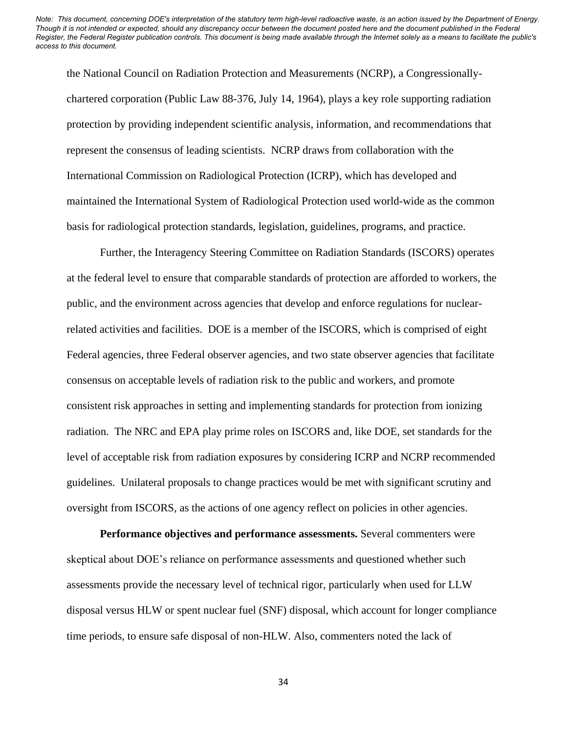the National Council on Radiation Protection and Measurements (NCRP), a Congressionally-chartered corporation (Public Law 88-376, July 14, 1964), plays a key role supporting radiation protection by providing independent scientific analysis, information, and recommendations that represent the consensus of leading scientists. NCRP draws from collaboration with the International Commission on Radiological Protection (ICRP), which has developed and maintained the International System of Radiological Protection used world-wide as the common basis for radiological protection standards, legislation, guidelines, programs, and practice.

Further, the Interagency Steering Committee on Radiation Standards (ISCORS) operates at the federal level to ensure that comparable standards of protection are afforded to workers, the public, and the environment across agencies that develop and enforce regulations for nuclear-related activities and facilities. DOE is a member of the ISCORS, which is comprised of eight Federal agencies, three Federal observer agencies, and two state observer agencies that facilitate consensus on acceptable levels of radiation risk to the public and workers, and promote consistent risk approaches in setting and implementing standards for protection from ionizing radiation. The NRC and EPA play prime roles on ISCORS and, like DOE, set standards for the level of acceptable risk from radiation exposures by considering ICRP and NCRP recommended guidelines. Unilateral proposals to change practices would be met with significant scrutiny and oversight from ISCORS, as the actions of one agency reflect on policies in other agencies.

**Performance objectives and performance assessments.** Several commenters were skeptical about DOE's reliance on performance assessments and questioned whether such assessments provide the necessary level of technical rigor, particularly when used for LLW disposal versus HLW or spent nuclear fuel (SNF) disposal, which account for longer compliance time periods, to ensure safe disposal of non-HLW. Also, commenters noted the lack of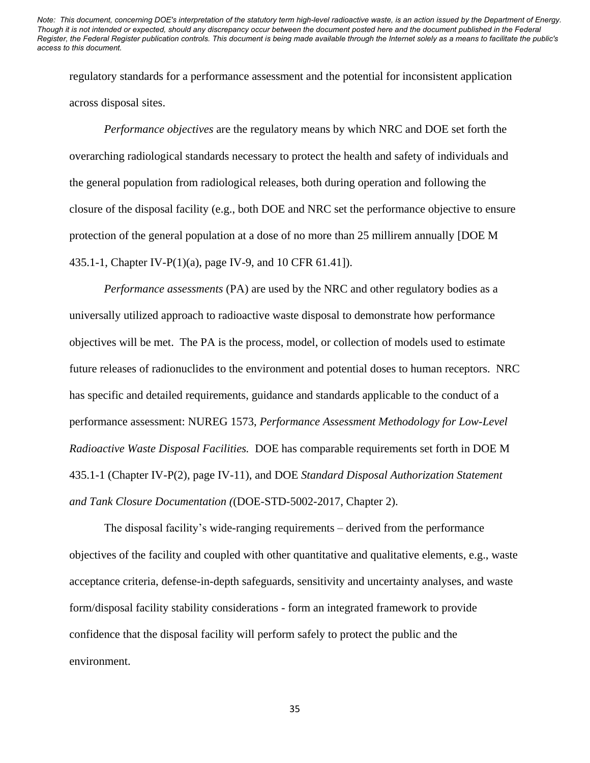regulatory standards for a performance assessment and the potential for inconsistent application across disposal sites.

*Performance objectives* are the regulatory means by which NRC and DOE set forth the overarching radiological standards necessary to protect the health and safety of individuals and the general population from radiological releases, both during operation and following the closure of the disposal facility (e.g., both DOE and NRC set the performance objective to ensure protection of the general population at a dose of no more than 25 millirem annually [DOE M 435.1-1, Chapter IV-P(1)(a), page IV-9, and 10 CFR 61.41]).

*Performance assessments* (PA) are used by the NRC and other regulatory bodies as a universally utilized approach to radioactive waste disposal to demonstrate how performance objectives will be met. The PA is the process, model, or collection of models used to estimate future releases of radionuclides to the environment and potential doses to human receptors. NRC has specific and detailed requirements, guidance and standards applicable to the conduct of a performance assessment: NUREG 1573, *Performance Assessment Methodology for Low-Level Radioactive Waste Disposal Facilities.* DOE has comparable requirements set forth in DOE M 435.1-1 (Chapter IV-P(2), page IV-11), and DOE *Standard Disposal Authorization Statement and Tank Closure Documentation (*(DOE-STD-5002-2017, Chapter 2).

The disposal facility's wide-ranging requirements – derived from the performance objectives of the facility and coupled with other quantitative and qualitative elements, e.g., waste acceptance criteria, defense-in-depth safeguards, sensitivity and uncertainty analyses, and waste form/disposal facility stability considerations - form an integrated framework to provide confidence that the disposal facility will perform safely to protect the public and the environment.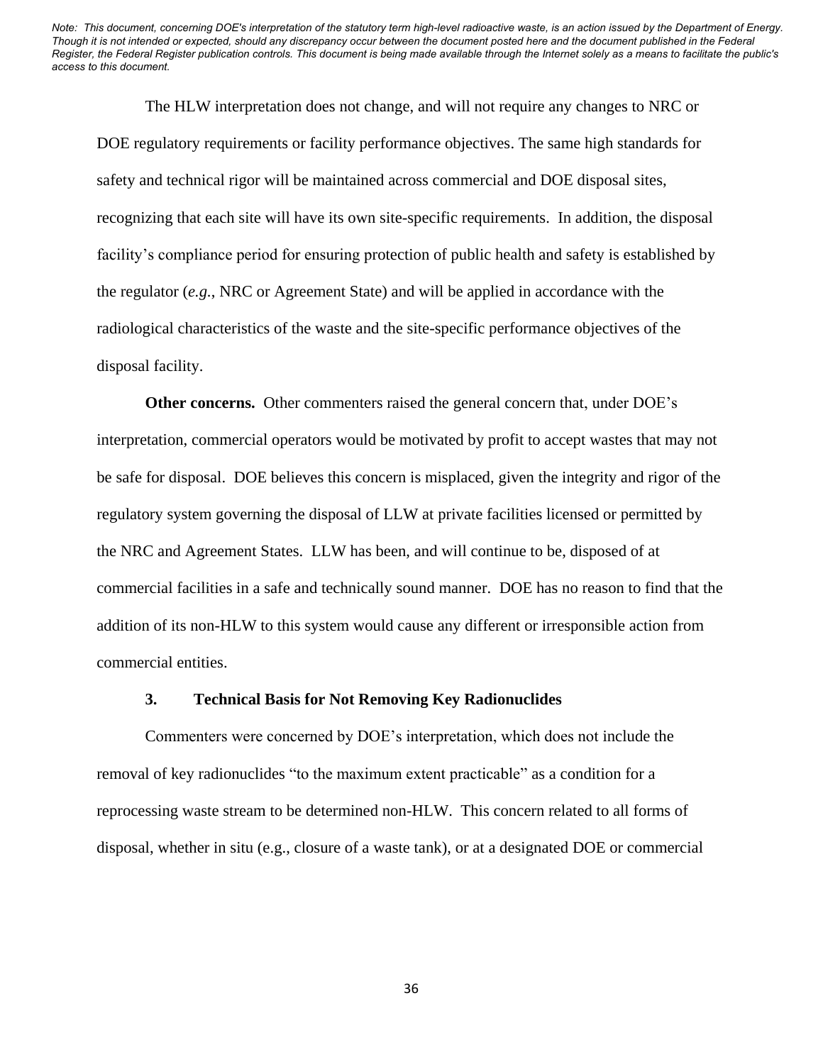*Note: This document, concerning DOE's interpretation of the statutory term high-level radioactive waste, is an action issued by the Department of Energy. Though it is not intended or expected, should any discrepancy occur between the document posted here and the document published in the Federal Register, the Federal Register publication controls. This document is being made available through the Internet solely as a means to facilitate the public's access to this document.*

The HLW interpretation does not change, and will not require any changes to NRC or DOE regulatory requirements or facility performance objectives. The same high standards for safety and technical rigor will be maintained across commercial and DOE disposal sites, recognizing that each site will have its own site-specific requirements. In addition, the disposal facility's compliance period for ensuring protection of public health and safety is established by the regulator (*e.g.*, NRC or Agreement State) and will be applied in accordance with the radiological characteristics of the waste and the site-specific performance objectives of the disposal facility.

**Other concerns.** Other commenters raised the general concern that, under DOE's interpretation, commercial operators would be motivated by profit to accept wastes that may not be safe for disposal. DOE believes this concern is misplaced, given the integrity and rigor of the regulatory system governing the disposal of LLW at private facilities licensed or permitted by the NRC and Agreement States. LLW has been, and will continue to be, disposed of at commercial facilities in a safe and technically sound manner. DOE has no reason to find that the addition of its non-HLW to this system would cause any different or irresponsible action from commercial entities.

### 3. Technical Basis for Not Removing Key Radionuclides

Commenters were concerned by DOE's interpretation, which does not include the removal of key radionuclides "to the maximum extent practicable" as a condition for a reprocessing waste stream to be determined non-HLW. This concern related to all forms of disposal, whether in situ (e.g., closure of a waste tank), or at a designated DOE or commercial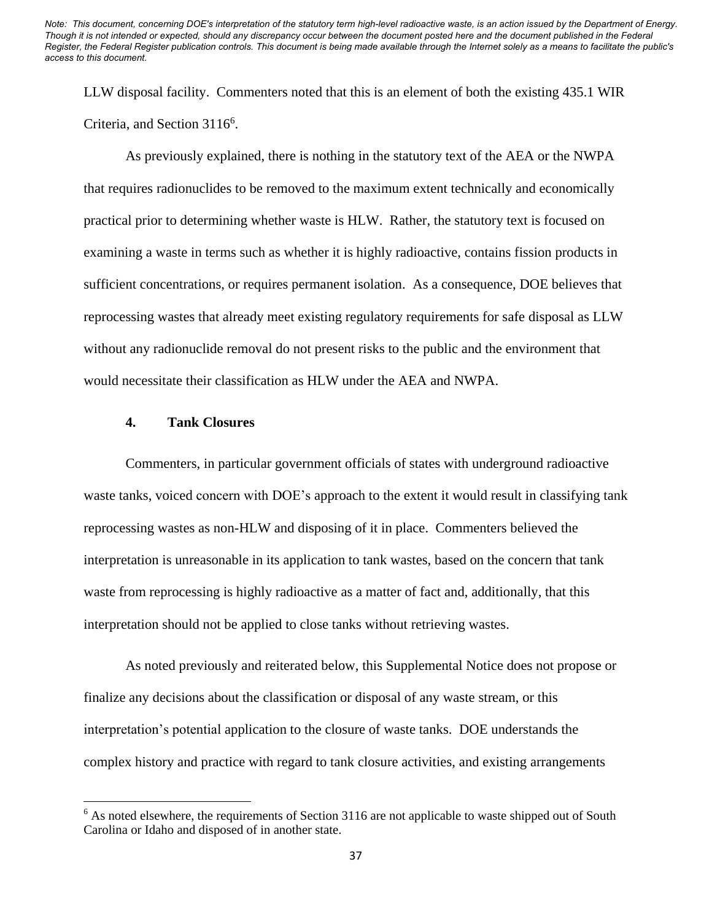LLW disposal facility. Commenters noted that this is an element of both the existing 435.1 WIR Criteria, and Section 3116[6].

As previously explained, there is nothing in the statutory text of the AEA or the NWPA that requires radionuclides to be removed to the maximum extent technically and economically practical prior to determining whether waste is HLW. Rather, the statutory text is focused on examining a waste in terms such as whether it is highly radioactive, contains fission products in sufficient concentrations, or requires permanent isolation. As a consequence, DOE believes that reprocessing wastes that already meet existing regulatory requirements for safe disposal as LLW without any radionuclide removal do not present risks to the public and the environment that would necessitate their classification as HLW under the AEA and NWPA.

### 4. Tank Closures

Commenters, in particular government officials of states with underground radioactive waste tanks, voiced concern with DOE's approach to the extent it would result in classifying tank reprocessing wastes as non-HLW and disposing of it in place. Commenters believed the interpretation is unreasonable in its application to tank wastes, based on the concern that tank waste from reprocessing is highly radioactive as a matter of fact and, additionally, that this interpretation should not be applied to close tanks without retrieving wastes.

As noted previously and reiterated below, this Supplemental Notice does not propose or finalize any decisions about the classification or disposal of any waste stream, or this interpretation's potential application to the closure of waste tanks. DOE understands the complex history and practice with regard to tank closure activities, and existing arrangements

[6] As noted elsewhere, the requirements of Section 3116 are not applicable to waste shipped out of South Carolina or Idaho and disposed of in another state.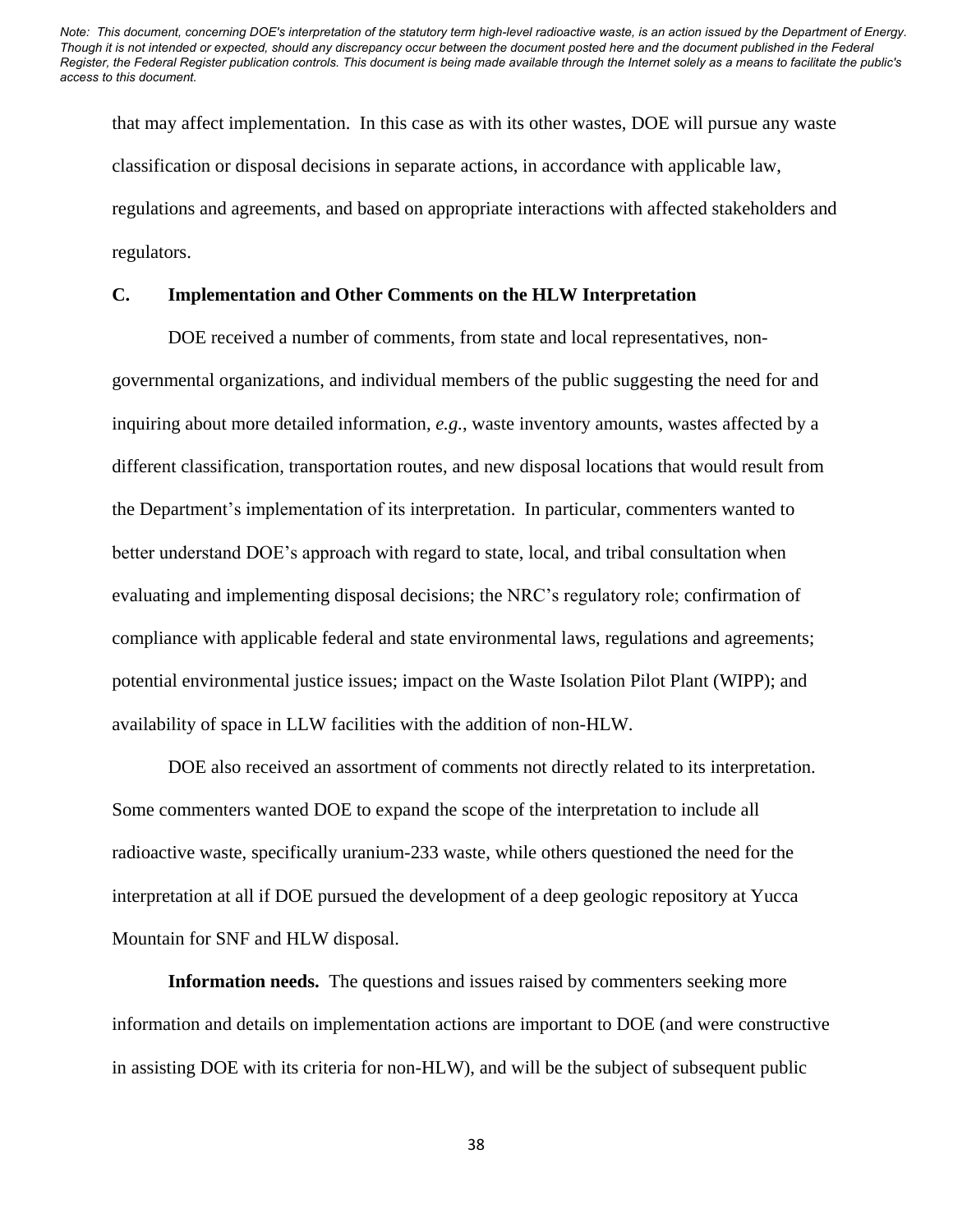that may affect implementation. In this case as with its other wastes, DOE will pursue any waste classification or disposal decisions in separate actions, in accordance with applicable law, regulations and agreements, and based on appropriate interactions with affected stakeholders and regulators.

### C. Implementation and Other Comments on the HLW Interpretation

DOE received a number of comments, from state and local representatives, non-governmental organizations, and individual members of the public suggesting the need for and inquiring about more detailed information, *e.g.*, waste inventory amounts, wastes affected by a different classification, transportation routes, and new disposal locations that would result from the Department's implementation of its interpretation. In particular, commenters wanted to better understand DOE's approach with regard to state, local, and tribal consultation when evaluating and implementing disposal decisions; the NRC's regulatory role; confirmation of compliance with applicable federal and state environmental laws, regulations and agreements; potential environmental justice issues; impact on the Waste Isolation Pilot Plant (WIPP); and availability of space in LLW facilities with the addition of non-HLW.

DOE also received an assortment of comments not directly related to its interpretation. Some commenters wanted DOE to expand the scope of the interpretation to include all radioactive waste, specifically uranium-233 waste, while others questioned the need for the interpretation at all if DOE pursued the development of a deep geologic repository at Yucca Mountain for SNF and HLW disposal.

**Information needs.** The questions and issues raised by commenters seeking more information and details on implementation actions are important to DOE (and were constructive in assisting DOE with its criteria for non-HLW), and will be the subject of subsequent public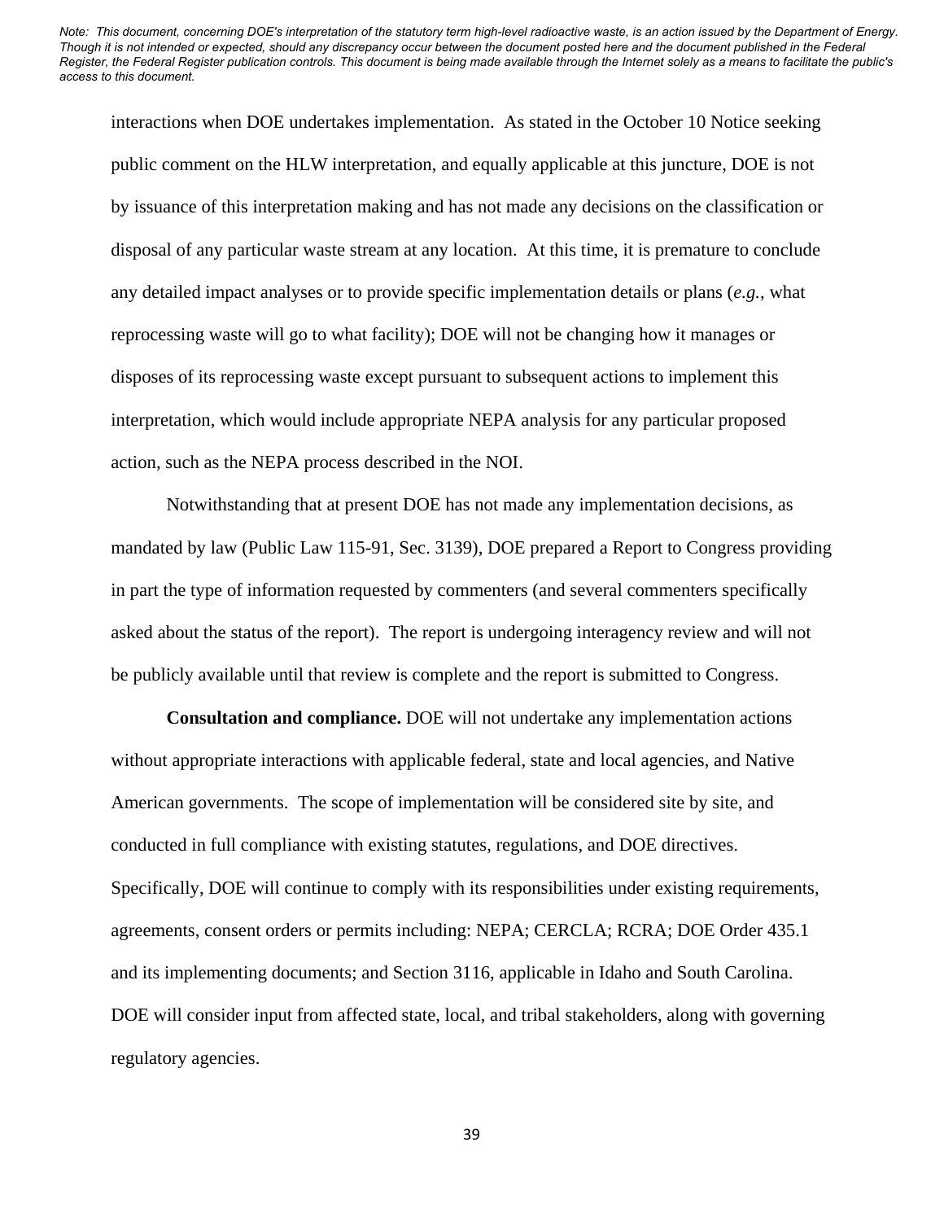interactions when DOE undertakes implementation. As stated in the October 10 Notice seeking public comment on the HLW interpretation, and equally applicable at this juncture, DOE is not by issuance of this interpretation making and has not made any decisions on the classification or disposal of any particular waste stream at any location. At this time, it is premature to conclude any detailed impact analyses or to provide specific implementation details or plans (*e.g.*, what reprocessing waste will go to what facility); DOE will not be changing how it manages or disposes of its reprocessing waste except pursuant to subsequent actions to implement this interpretation, which would include appropriate NEPA analysis for any particular proposed action, such as the NEPA process described in the NOI.

Notwithstanding that at present DOE has not made any implementation decisions, as mandated by law (Public Law 115-91, Sec. 3139), DOE prepared a Report to Congress providing in part the type of information requested by commenters (and several commenters specifically asked about the status of the report). The report is undergoing interagency review and will not be publicly available until that review is complete and the report is submitted to Congress.

**Consultation and compliance.** DOE will not undertake any implementation actions without appropriate interactions with applicable federal, state and local agencies, and Native American governments. The scope of implementation will be considered site by site, and conducted in full compliance with existing statutes, regulations, and DOE directives. Specifically, DOE will continue to comply with its responsibilities under existing requirements, agreements, consent orders or permits including: NEPA; CERCLA; RCRA; DOE Order 435.1 and its implementing documents; and Section 3116, applicable in Idaho and South Carolina. DOE will consider input from affected state, local, and tribal stakeholders, along with governing regulatory agencies.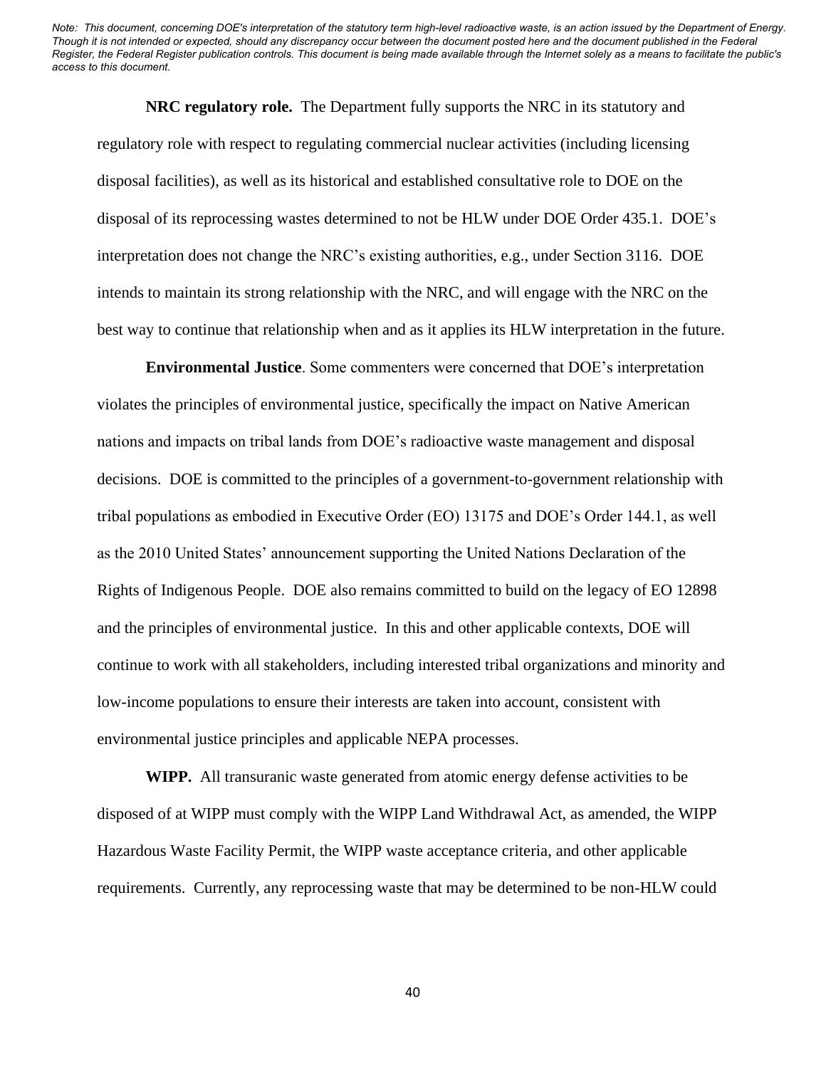*Note: This document, concerning DOE's interpretation of the statutory term high-level radioactive waste, is an action issued by the Department of Energy. Though it is not intended or expected, should any discrepancy occur between the document posted here and the document published in the Federal Register, the Federal Register publication controls. This document is being made available through the Internet solely as a means to facilitate the public's access to this document.*

**NRC regulatory role.** The Department fully supports the NRC in its statutory and regulatory role with respect to regulating commercial nuclear activities (including licensing disposal facilities), as well as its historical and established consultative role to DOE on the disposal of its reprocessing wastes determined to not be HLW under DOE Order 435.1. DOE's interpretation does not change the NRC's existing authorities, e.g., under Section 3116. DOE intends to maintain its strong relationship with the NRC, and will engage with the NRC on the best way to continue that relationship when and as it applies its HLW interpretation in the future.

**Environmental Justice**. Some commenters were concerned that DOE's interpretation violates the principles of environmental justice, specifically the impact on Native American nations and impacts on tribal lands from DOE's radioactive waste management and disposal decisions. DOE is committed to the principles of a government-to-government relationship with tribal populations as embodied in Executive Order (EO) 13175 and DOE's Order 144.1, as well as the 2010 United States' announcement supporting the United Nations Declaration of the Rights of Indigenous People. DOE also remains committed to build on the legacy of EO 12898 and the principles of environmental justice. In this and other applicable contexts, DOE will continue to work with all stakeholders, including interested tribal organizations and minority and low-income populations to ensure their interests are taken into account, consistent with environmental justice principles and applicable NEPA processes.

**WIPP.** All transuranic waste generated from atomic energy defense activities to be disposed of at WIPP must comply with the WIPP Land Withdrawal Act, as amended, the WIPP Hazardous Waste Facility Permit, the WIPP waste acceptance criteria, and other applicable requirements. Currently, any reprocessing waste that may be determined to be non-HLW could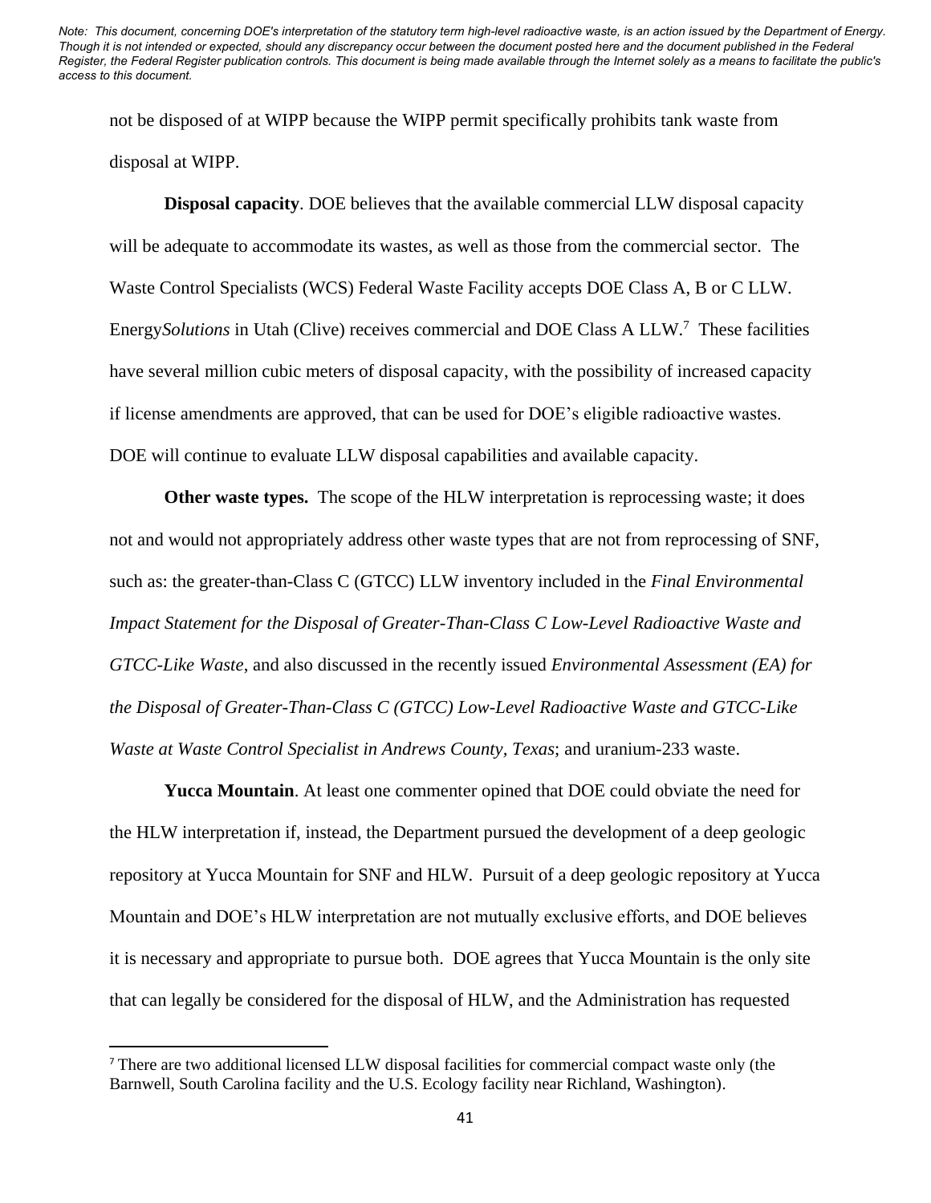not be disposed of at WIPP because the WIPP permit specifically prohibits tank waste from disposal at WIPP.

**Disposal capacity**. DOE believes that the available commercial LLW disposal capacity will be adequate to accommodate its wastes, as well as those from the commercial sector. The Waste Control Specialists (WCS) Federal Waste Facility accepts DOE Class A, B or C LLW. Energy*Solutions* in Utah (Clive) receives commercial and DOE Class A LLW.[7] These facilities have several million cubic meters of disposal capacity, with the possibility of increased capacity if license amendments are approved, that can be used for DOE's eligible radioactive wastes. DOE will continue to evaluate LLW disposal capabilities and available capacity.

**Other waste types.** The scope of the HLW interpretation is reprocessing waste; it does not and would not appropriately address other waste types that are not from reprocessing of SNF, such as: the greater-than-Class C (GTCC) LLW inventory included in the *Final Environmental Impact Statement for the Disposal of Greater-Than-Class C Low-Level Radioactive Waste and GTCC-Like Waste*, and also discussed in the recently issued *Environmental Assessment (EA) for the Disposal of Greater-Than-Class C (GTCC) Low-Level Radioactive Waste and GTCC-Like Waste at Waste Control Specialist in Andrews County, Texas*; and uranium-233 waste.

**Yucca Mountain**. At least one commenter opined that DOE could obviate the need for the HLW interpretation if, instead, the Department pursued the development of a deep geologic repository at Yucca Mountain for SNF and HLW. Pursuit of a deep geologic repository at Yucca Mountain and DOE's HLW interpretation are not mutually exclusive efforts, and DOE believes it is necessary and appropriate to pursue both. DOE agrees that Yucca Mountain is the only site that can legally be considered for the disposal of HLW, and the Administration has requested

---

[7] There are two additional licensed LLW disposal facilities for commercial compact waste only (the Barnwell, South Carolina facility and the U.S. Ecology facility near Richland, Washington).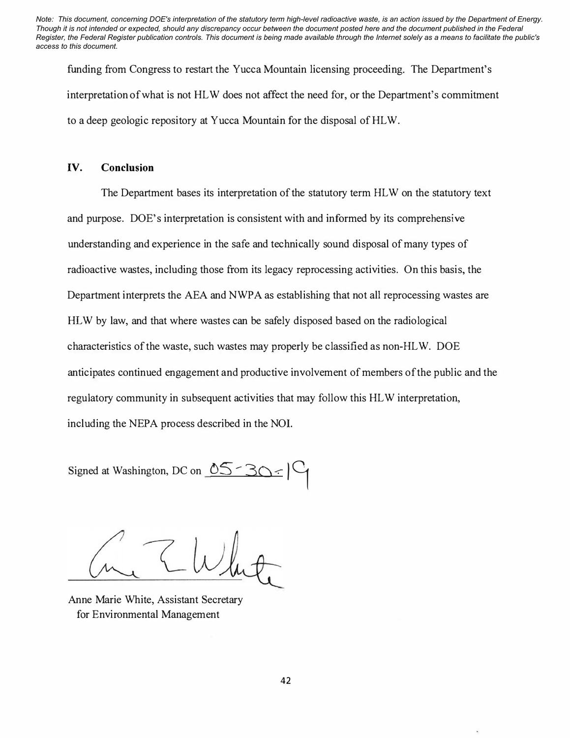*Note: This document, concerning DOE's interpretation of the statutory term high-level radioactive waste, is an action issued by the Department of Energy. Though it is not intended or expected, should any discrepancy occur between the document posted here and the document published in the Federal Register, the Federal Register publication controls. This document is being made available through the Internet solely as a means to facilitate the public's access to this document.*

funding from Congress to restart the Yucca Mountain licensing proceeding. The Department's interpretation of what is not HLW does not affect the need for, or the Department's commitment to a deep geologic repository at Yucca Mountain for the disposal of HLW.

## IV. Conclusion

The Department bases its interpretation of the statutory term HLW on the statutory text and purpose. DOE's interpretation is consistent with and informed by its comprehensive understanding and experience in the safe and technically sound disposal of many types of radioactive wastes, including those from its legacy reprocessing activities. On this basis, the Department interprets the AEA and NWPA as establishing that not all reprocessing wastes are HLW by law, and that where wastes can be safely disposed based on the radiological characteristics of the waste, such wastes may properly be classified as non-HLW. DOE anticipates continued engagement and productive involvement of members of the public and the regulatory community in subsequent activities that may follow this HLW interpretation, including the NEPA process described in the NOI.

Signed at Washington, DC on 05-30-19

Anne Marie White, Assistant Secretary
for Environmental Management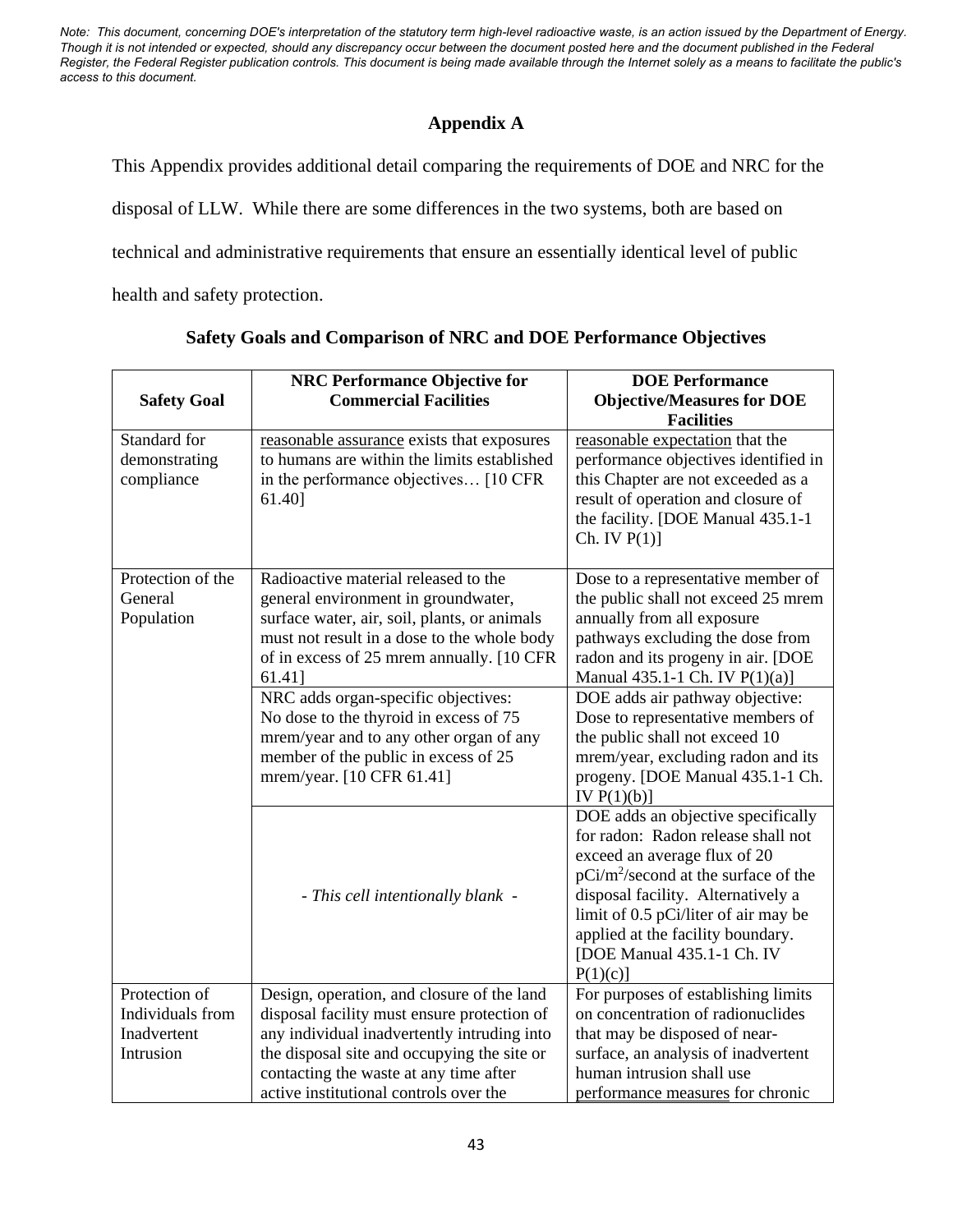*Note: This document, concerning DOE's interpretation of the statutory term high-level radioactive waste, is an action issued by the Department of Energy. Though it is not intended or expected, should any discrepancy occur between the document posted here and the document published in the Federal Register, the Federal Register publication controls. This document is being made available through the Internet solely as a means to facilitate the public's access to this document.*

## Appendix A

This Appendix provides additional detail comparing the requirements of DOE and NRC for the disposal of LLW. While there are some differences in the two systems, both are based on technical and administrative requirements that ensure an essentially identical level of public health and safety protection.

### Safety Goals and Comparison of NRC and DOE Performance Objectives

| Safety Goal | NRC Performance Objective for Commercial Facilities | DOE Performance Objective/Measures for DOE Facilities |
|---|---|---|
| Standard for demonstrating compliance | reasonable assurance exists that exposures to humans are within the limits established in the performance objectives… [10 CFR 61.40] | reasonable expectation that the performance objectives identified in this Chapter are not exceeded as a result of operation and closure of the facility. [DOE Manual 435.1-1 Ch. IV P(1)] |
| Protection of the General Population | Radioactive material released to the general environment in groundwater, surface water, air, soil, plants, or animals must not result in a dose to the whole body of in excess of 25 mrem annually. [10 CFR 61.41] | Dose to a representative member of the public shall not exceed 25 mrem annually from all exposure pathways excluding the dose from radon and its progeny in air. [DOE Manual 435.1-1 Ch. IV P(1)(a)] |
| | NRC adds organ-specific objectives: No dose to the thyroid in excess of 75 mrem/year and to any other organ of any member of the public in excess of 25 mrem/year. [10 CFR 61.41] | DOE adds air pathway objective: Dose to representative members of the public shall not exceed 10 mrem/year, excluding radon and its progeny. [DOE Manual 435.1-1 Ch. IV P(1)(b)] |
| | *- This cell intentionally blank -* | DOE adds an objective specifically for radon: Radon release shall not exceed an average flux of 20 pCi/m$^2$/second at the surface of the disposal facility. Alternatively a limit of 0.5 pCi/liter of air may be applied at the facility boundary. [DOE Manual 435.1-1 Ch. IV P(1)(c)] |
| Protection of Individuals from Inadvertent Intrusion | Design, operation, and closure of the land disposal facility must ensure protection of any individual inadvertently intruding into the disposal site and occupying the site or contacting the waste at any time after active institutional controls over the | For purposes of establishing limits on concentration of radionuclides that may be disposed of near-surface, an analysis of inadvertent human intrusion shall use performance measures for chronic |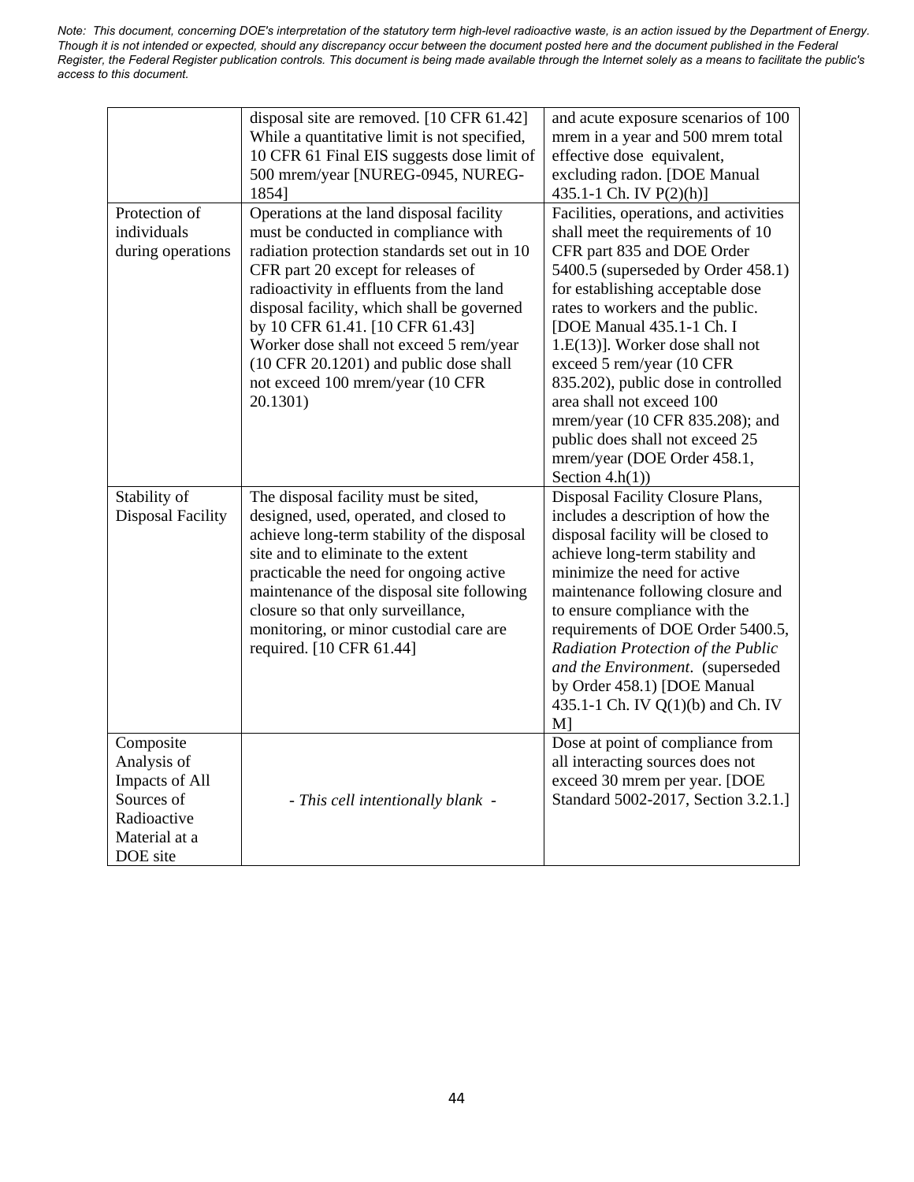Note: This document, concerning DOE's interpretation of the statutory term high-level radioactive waste, is an action issued by the Department of Energy. Though it is not intended or expected, should any discrepancy occur between the document posted here and the document published in the Federal Register, the Federal Register publication controls. This document is being made available through the Internet solely as a means to facilitate the public's access to this document.

| | | |
|---|---|---|
| | disposal site are removed. [10 CFR 61.42] While a quantitative limit is not specified, 10 CFR 61 Final EIS suggests dose limit of 500 mrem/year [NUREG-0945, NUREG-1854] | and acute exposure scenarios of 100 mrem in a year and 500 mrem total effective dose equivalent, excluding radon. [DOE Manual 435.1-1 Ch. IV P(2)(h)] |
| Protection of individuals during operations | Operations at the land disposal facility must be conducted in compliance with radiation protection standards set out in 10 CFR part 20 except for releases of radioactivity in effluents from the land disposal facility, which shall be governed by 10 CFR 61.41. [10 CFR 61.43] Worker dose shall not exceed 5 rem/year (10 CFR 20.1201) and public dose shall not exceed 100 mrem/year (10 CFR 20.1301) | Facilities, operations, and activities shall meet the requirements of 10 CFR part 835 and DOE Order 5400.5 (superseded by Order 458.1) for establishing acceptable dose rates to workers and the public. [DOE Manual 435.1-1 Ch. I 1.E(13)]. Worker dose shall not exceed 5 rem/year (10 CFR 835.202), public dose in controlled area shall not exceed 100 mrem/year (10 CFR 835.208); and public does shall not exceed 25 mrem/year (DOE Order 458.1, Section 4.h(1)) |
| Stability of Disposal Facility | The disposal facility must be sited, designed, used, operated, and closed to achieve long-term stability of the disposal site and to eliminate to the extent practicable the need for ongoing active maintenance of the disposal site following closure so that only surveillance, monitoring, or minor custodial care are required. [10 CFR 61.44] | Disposal Facility Closure Plans, includes a description of how the disposal facility will be closed to achieve long-term stability and minimize the need for active maintenance following closure and to ensure compliance with the requirements of DOE Order 5400.5, *Radiation Protection of the Public and the Environment*. (superseded by Order 458.1) [DOE Manual 435.1-1 Ch. IV Q(1)(b) and Ch. IV M] |
| Composite Analysis of Impacts of All Sources of Radioactive Material at a DOE site | *- This cell intentionally blank -* | Dose at point of compliance from all interacting sources does not exceed 30 mrem per year. [DOE Standard 5002-2017, Section 3.2.1.] |